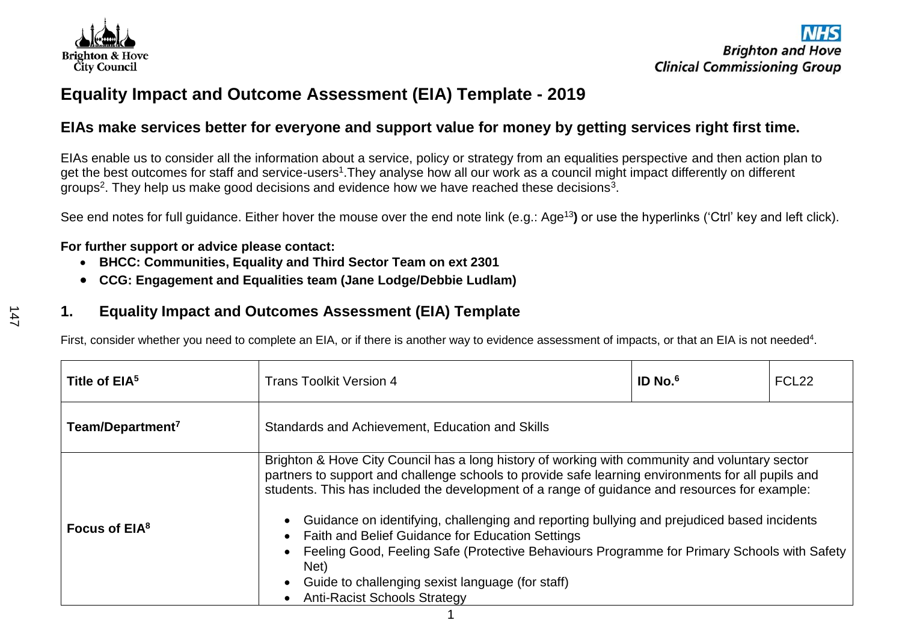# Equality Impact and Outcome Assessment (EIA) Template - 2019

## EIAs make services better for everyone and support value for money by getting services right first time.

EIAs enable us to consider all the information about a service, policy or strategy from an equalities perspective and then action plan to get the best outcomes for staff and service-users[1].They analyse how all our work as a council might impact differently on different groups[2]. They help us make good decisions and evidence how we have reached these decisions[3].

See end notes for full guidance. Either hover the mouse over the end note link (e.g.: Age[13]**)** or use the hyperlinks ('Ctrl' key and left click).

**For further support or advice please contact:**

- **BHCC: Communities, Equality and Third Sector Team on ext 2301**
- **CCG: Engagement and Equalities team (Jane Lodge/Debbie Ludlam)**

## 1. Equality Impact and Outcomes Assessment (EIA) Template

First, consider whether you need to complete an EIA, or if there is another way to evidence assessment of impacts, or that an EIA is not needed[4].

| **Title of EIA[5]** | Trans Toolkit Version 4 | **ID No.[6]** | FCL22 |
|---|---|---|---|
| **Team/Department[7]** | Standards and Achievement, Education and Skills | | |
| **Focus of EIA[8]** | Brighton & Hove City Council has a long history of working with community and voluntary sector partners to support and challenge schools to provide safe learning environments for all pupils and students. This has included the development of a range of guidance and resources for example:<br><br>• Guidance on identifying, challenging and reporting bullying and prejudiced based incidents<br>• Faith and Belief Guidance for Education Settings<br>• Feeling Good, Feeling Safe (Protective Behaviours Programme for Primary Schools with Safety Net)<br>• Guide to challenging sexist language (for staff)<br>• Anti-Racist Schools Strategy | | |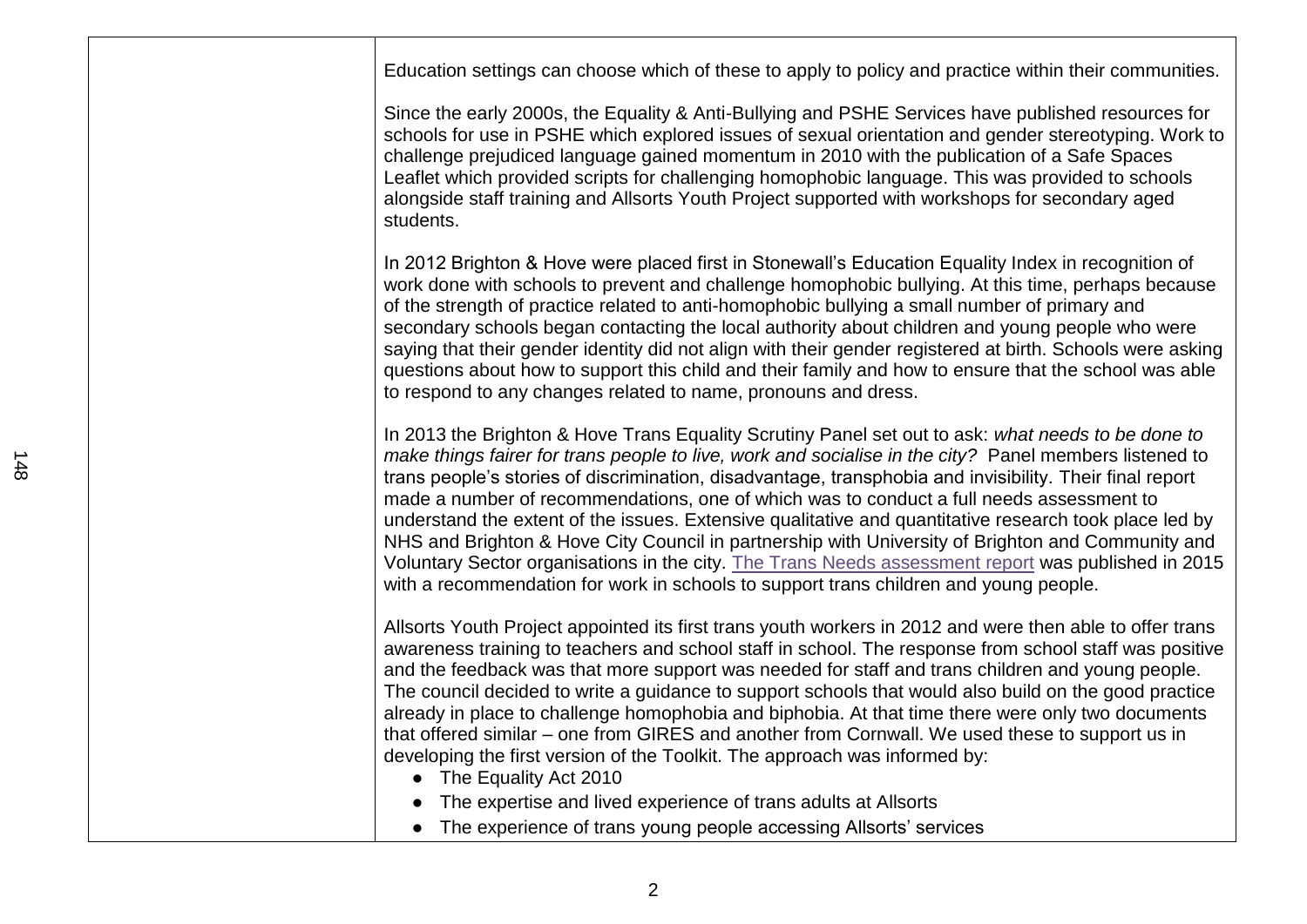| | |
|---|---|
| | Education settings can choose which of these to apply to policy and practice within their communities.<br><br>Since the early 2000s, the Equality & Anti-Bullying and PSHE Services have published resources for schools for use in PSHE which explored issues of sexual orientation and gender stereotyping. Work to challenge prejudiced language gained momentum in 2010 with the publication of a Safe Spaces Leaflet which provided scripts for challenging homophobic language. This was provided to schools alongside staff training and Allsorts Youth Project supported with workshops for secondary aged students.<br><br>In 2012 Brighton & Hove were placed first in Stonewall's Education Equality Index in recognition of work done with schools to prevent and challenge homophobic bullying. At this time, perhaps because of the strength of practice related to anti-homophobic bullying a small number of primary and secondary schools began contacting the local authority about children and young people who were saying that their gender identity did not align with their gender registered at birth. Schools were asking questions about how to support this child and their family and how to ensure that the school was able to respond to any changes related to name, pronouns and dress.<br><br>In 2013 the Brighton & Hove Trans Equality Scrutiny Panel set out to ask: *what needs to be done to make things fairer for trans people to live, work and socialise in the city?* Panel members listened to trans people's stories of discrimination, disadvantage, transphobia and invisibility. Their final report made a number of recommendations, one of which was to conduct a full needs assessment to understand the extent of the issues. Extensive qualitative and quantitative research took place led by NHS and Brighton & Hove City Council in partnership with University of Brighton and Community and Voluntary Sector organisations in the city. The Trans Needs assessment report was published in 2015 with a recommendation for work in schools to support trans children and young people.<br><br>Allsorts Youth Project appointed its first trans youth workers in 2012 and were then able to offer trans awareness training to teachers and school staff in school. The response from school staff was positive and the feedback was that more support was needed for staff and trans children and young people. The council decided to write a guidance to support schools that would also build on the good practice already in place to challenge homophobia and biphobia. At that time there were only two documents that offered similar – one from GIRES and another from Cornwall. We used these to support us in developing the first version of the Toolkit. The approach was informed by:<br>● The Equality Act 2010<br>● The expertise and lived experience of trans adults at Allsorts<br>● The experience of trans young people accessing Allsorts' services |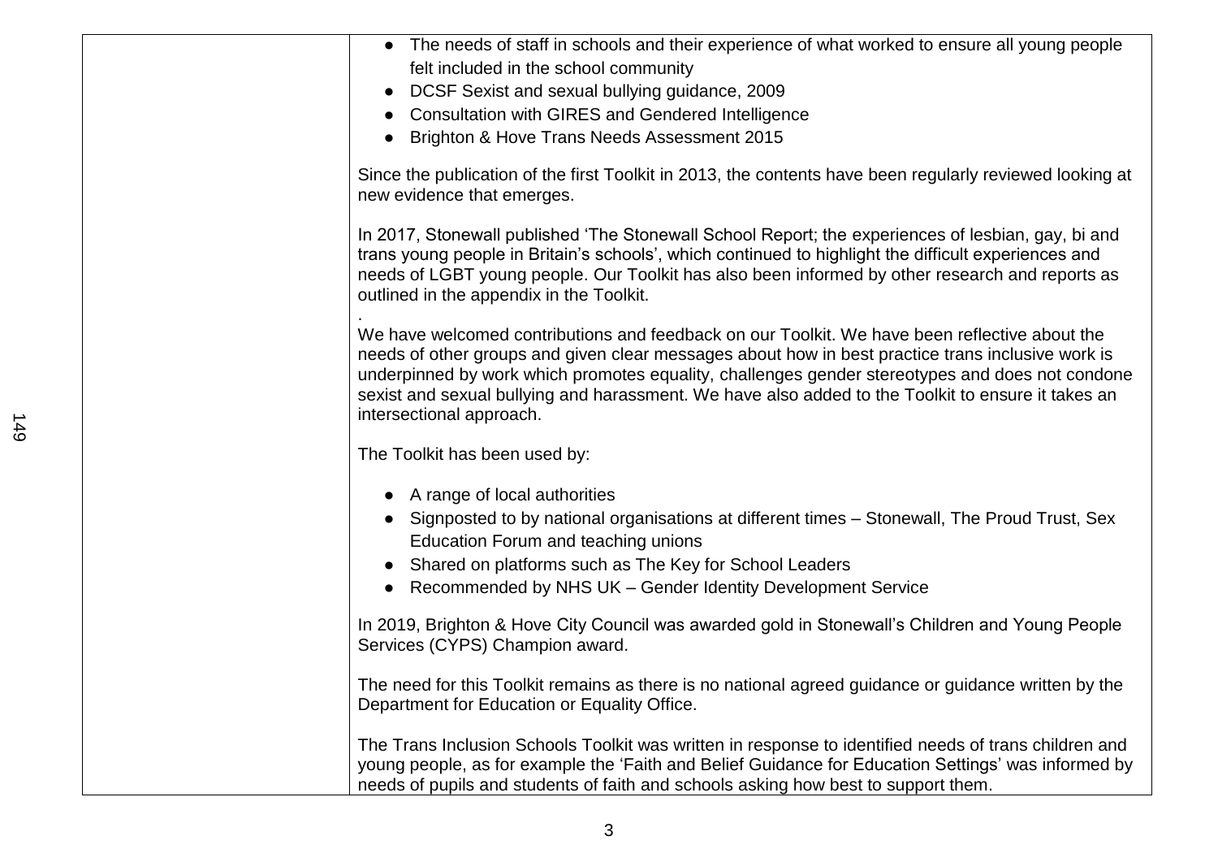| | |
|---|---|
| | • The needs of staff in schools and their experience of what worked to ensure all young people felt included in the school community<br>• DCSF Sexist and sexual bullying guidance, 2009<br>• Consultation with GIRES and Gendered Intelligence<br>• Brighton & Hove Trans Needs Assessment 2015<br><br>Since the publication of the first Toolkit in 2013, the contents have been regularly reviewed looking at new evidence that emerges.<br><br>In 2017, Stonewall published 'The Stonewall School Report; the experiences of lesbian, gay, bi and trans young people in Britain's schools', which continued to highlight the difficult experiences and needs of LGBT young people. Our Toolkit has also been informed by other research and reports as outlined in the appendix in the Toolkit.<br>.<br>We have welcomed contributions and feedback on our Toolkit. We have been reflective about the needs of other groups and given clear messages about how in best practice trans inclusive work is underpinned by work which promotes equality, challenges gender stereotypes and does not condone sexist and sexual bullying and harassment. We have also added to the Toolkit to ensure it takes an intersectional approach.<br><br>The Toolkit has been used by:<br><br>• A range of local authorities<br>• Signposted to by national organisations at different times – Stonewall, The Proud Trust, Sex Education Forum and teaching unions<br>• Shared on platforms such as The Key for School Leaders<br>• Recommended by NHS UK – Gender Identity Development Service<br><br>In 2019, Brighton & Hove City Council was awarded gold in Stonewall's Children and Young People Services (CYPS) Champion award.<br><br>The need for this Toolkit remains as there is no national agreed guidance or guidance written by the Department for Education or Equality Office.<br><br>The Trans Inclusion Schools Toolkit was written in response to identified needs of trans children and young people, as for example the 'Faith and Belief Guidance for Education Settings' was informed by needs of pupils and students of faith and schools asking how best to support them. |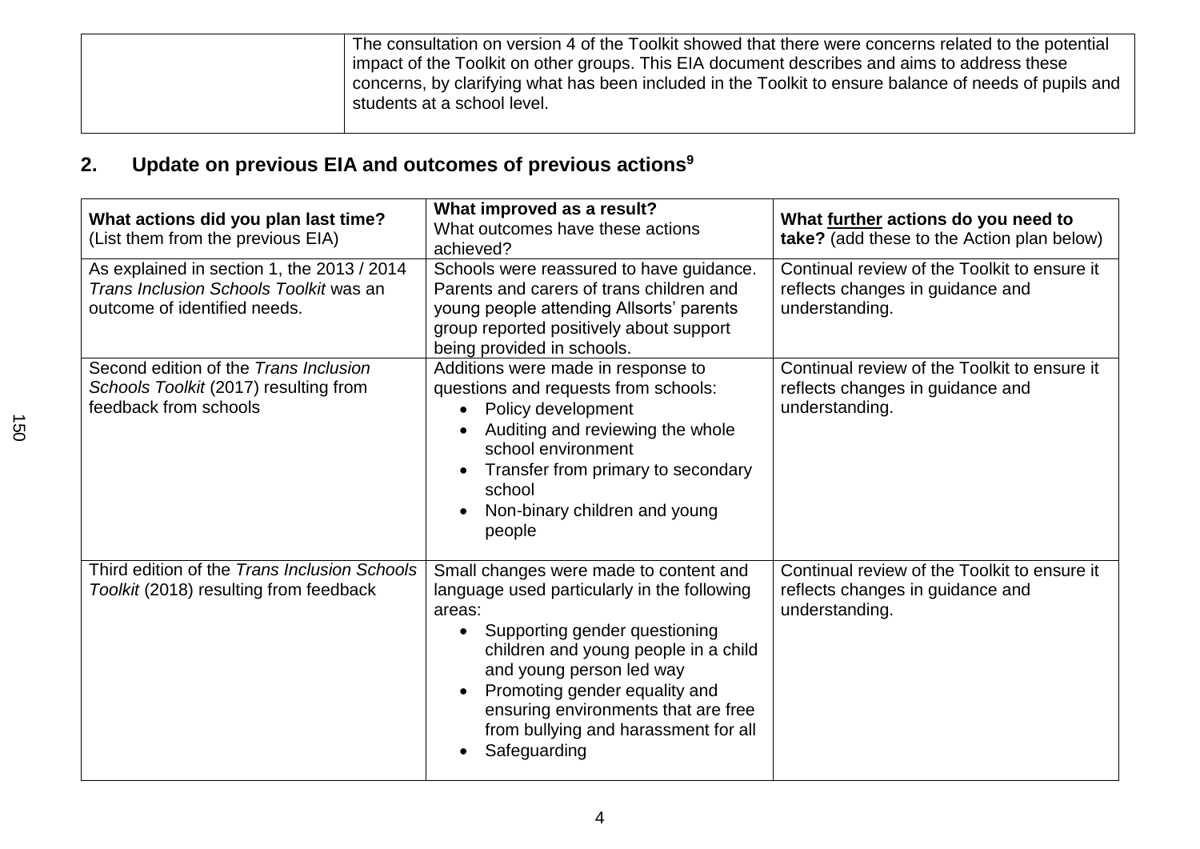| | The consultation on version 4 of the Toolkit showed that there were concerns related to the potential impact of the Toolkit on other groups. This EIA document describes and aims to address these concerns, by clarifying what has been included in the Toolkit to ensure balance of needs of pupils and students at a school level. |
|---|---|

## 2. Update on previous EIA and outcomes of previous actions[9]

| **What actions did you plan last time?** (List them from the previous EIA) | **What improved as a result?** What outcomes have these actions achieved? | **What further actions do you need to take?** (add these to the Action plan below) |
|---|---|---|
| As explained in section 1, the 2013 / 2014 *Trans Inclusion Schools Toolkit* was an outcome of identified needs. | Schools were reassured to have guidance. Parents and carers of trans children and young people attending Allsorts' parents group reported positively about support being provided in schools. | Continual review of the Toolkit to ensure it reflects changes in guidance and understanding. |
| Second edition of the *Trans Inclusion Schools Toolkit* (2017) resulting from feedback from schools | Additions were made in response to questions and requests from schools:<br>• Policy development<br>• Auditing and reviewing the whole school environment<br>• Transfer from primary to secondary school<br>• Non-binary children and young people | Continual review of the Toolkit to ensure it reflects changes in guidance and understanding. |
| Third edition of the *Trans Inclusion Schools Toolkit* (2018) resulting from feedback | Small changes were made to content and language used particularly in the following areas:<br>• Supporting gender questioning children and young people in a child and young person led way<br>• Promoting gender equality and ensuring environments that are free from bullying and harassment for all<br>• Safeguarding | Continual review of the Toolkit to ensure it reflects changes in guidance and understanding. |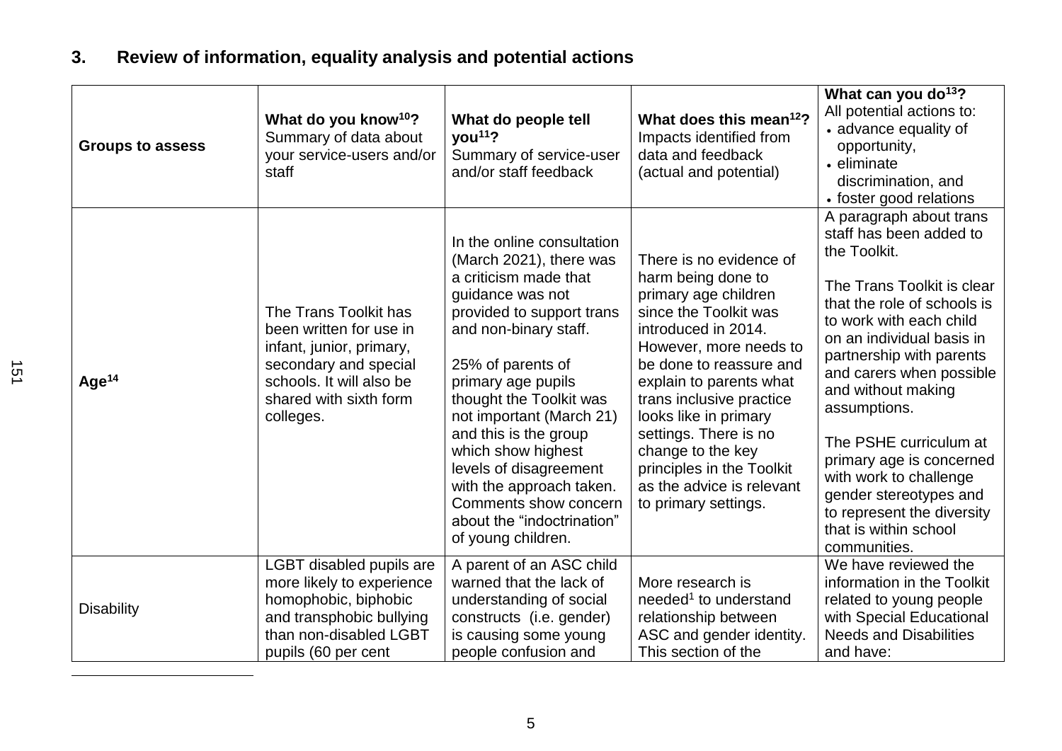## 3. Review of information, equality analysis and potential actions

| Groups to assess | **What do you know[10]?** Summary of data about your service-users and/or staff | **What do people tell you[11]?** Summary of service-user and/or staff feedback | **What does this mean[12]?** Impacts identified from data and feedback (actual and potential) | **What can you do[13]?** All potential actions to: • advance equality of opportunity, • eliminate discrimination, and • foster good relations |
|---|---|---|---|---|
| **Age[14]** | The Trans Toolkit has been written for use in infant, junior, primary, secondary and special schools. It will also be shared with sixth form colleges. | In the online consultation (March 2021), there was a criticism made that guidance was not provided to support trans and non-binary staff.<br><br>25% of parents of primary age pupils thought the Toolkit was not important (March 21) and this is the group which show highest levels of disagreement with the approach taken. Comments show concern about the "indoctrination" of young children. | There is no evidence of harm being done to primary age children since the Toolkit was introduced in 2014. However, more needs to be done to reassure and explain to parents what trans inclusive practice looks like in primary settings. There is no change to the key principles in the Toolkit as the advice is relevant to primary settings. | A paragraph about trans staff has been added to the Toolkit.<br><br>The Trans Toolkit is clear that the role of schools is to work with each child on an individual basis in partnership with parents and carers when possible and without making assumptions.<br><br>The PSHE curriculum at primary age is concerned with work to challenge gender stereotypes and to represent the diversity that is within school communities. |
| Disability | LGBT disabled pupils are more likely to experience homophobic, biphobic and transphobic bullying than non-disabled LGBT pupils (60 per cent | A parent of an ASC child warned that the lack of understanding of social constructs (i.e. gender) is causing some young people confusion and | More research is needed[1] to understand relationship between ASC and gender identity. This section of the | We have reviewed the information in the Toolkit related to young people with Special Educational Needs and Disabilities and have: |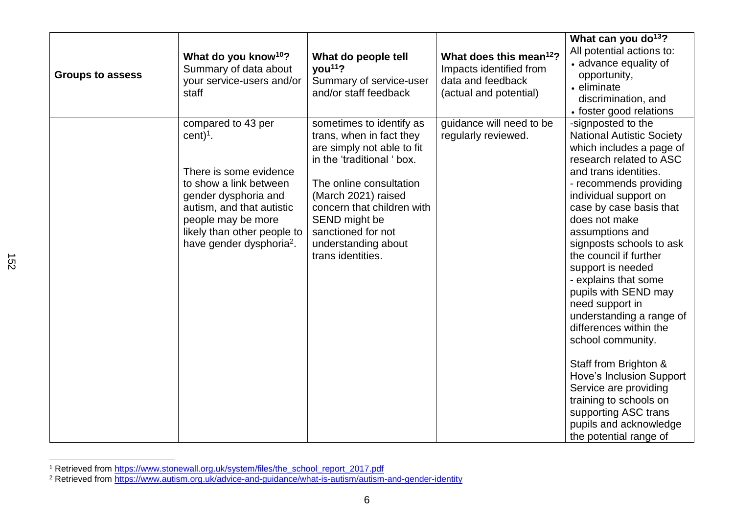| Groups to assess | **What do you know[10]?** Summary of data about your service-users and/or staff | **What do people tell you[11]?** Summary of service-user and/or staff feedback | **What does this mean[12]?** Impacts identified from data and feedback (actual and potential) | **What can you do[13]?** All potential actions to: • advance equality of opportunity, • eliminate discrimination, and • foster good relations |
|---|---|---|---|---|
| | compared to 43 per cent)[1].<br><br>There is some evidence to show a link between gender dysphoria and autism, and that autistic people may be more likely than other people to have gender dysphoria[2]. | sometimes to identify as trans, when in fact they are simply not able to fit in the 'traditional ' box.<br><br>The online consultation (March 2021) raised concern that children with SEND might be sanctioned for not understanding about trans identities. | guidance will need to be regularly reviewed. | -signposted to the National Autistic Society which includes a page of research related to ASC and trans identities.<br>- recommends providing individual support on case by case basis that does not make assumptions and signposts schools to ask the council if further support is needed<br>- explains that some pupils with SEND may need support in understanding a range of differences within the school community.<br><br>Staff from Brighton & Hove's Inclusion Support Service are providing training to schools on supporting ASC trans pupils and acknowledge the potential range of |

[1] Retrieved from https://www.stonewall.org.uk/system/files/the_school_report_2017.pdf

[2] Retrieved from https://www.autism.org.uk/advice-and-guidance/what-is-autism/autism-and-gender-identity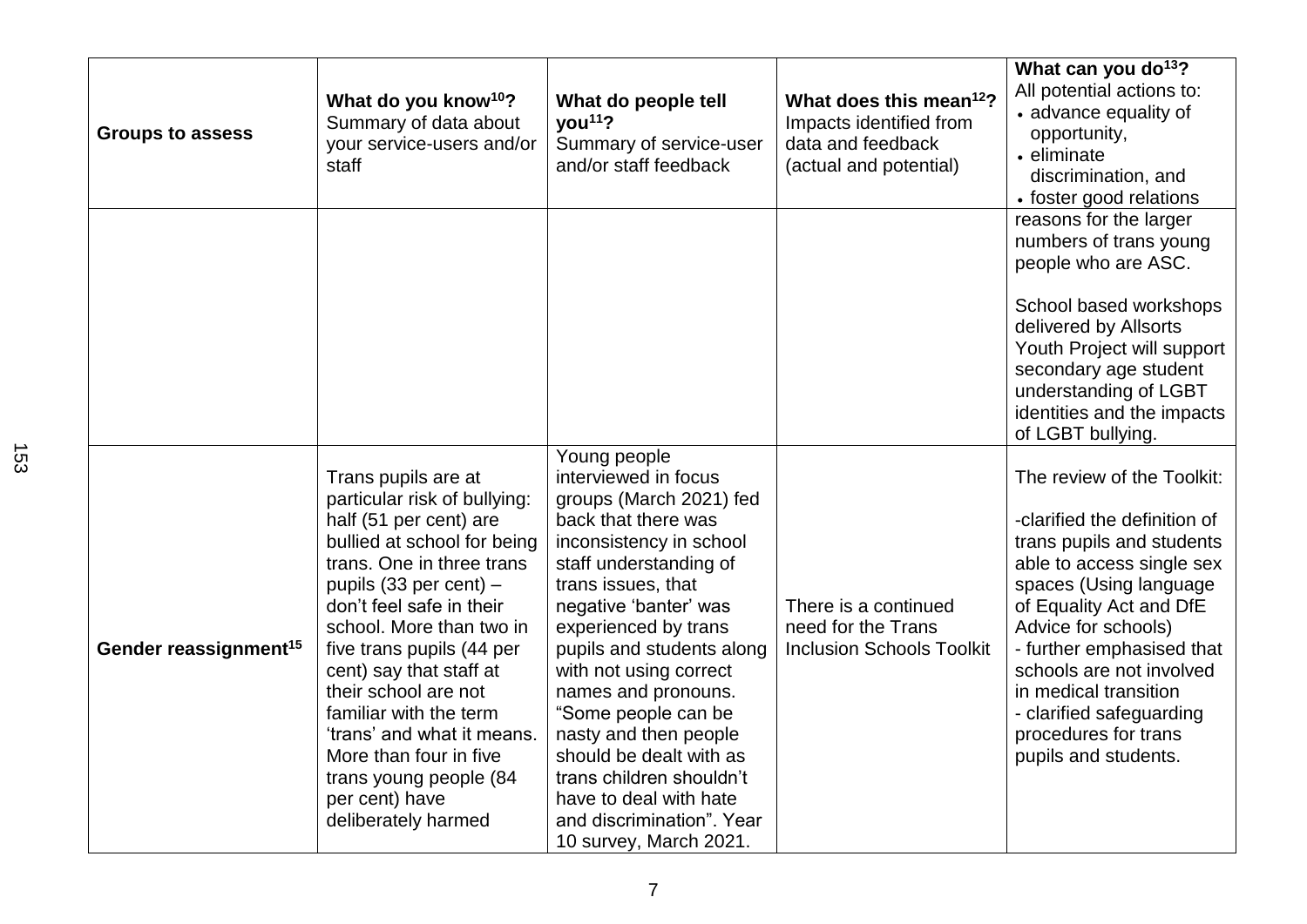| Groups to assess | What do you know[10]? Summary of data about your service-users and/or staff | What do people tell you[11]? Summary of service-user and/or staff feedback | What does this mean[12]? Impacts identified from data and feedback (actual and potential) | What can you do[13]? All potential actions to: • advance equality of opportunity, • eliminate discrimination, and • foster good relations |
|---|---|---|---|---|
| | | | | reasons for the larger numbers of trans young people who are ASC.<br><br>School based workshops delivered by Allsorts Youth Project will support secondary age student understanding of LGBT identities and the impacts of LGBT bullying. |
| **Gender reassignment[15]** | Trans pupils are at particular risk of bullying: half (51 per cent) are bullied at school for being trans. One in three trans pupils (33 per cent) – don't feel safe in their school. More than two in five trans pupils (44 per cent) say that staff at their school are not familiar with the term 'trans' and what it means. More than four in five trans young people (84 per cent) have deliberately harmed | Young people interviewed in focus groups (March 2021) fed back that there was inconsistency in school staff understanding of trans issues, that negative 'banter' was experienced by trans pupils and students along with not using correct names and pronouns. "Some people can be nasty and then people should be dealt with as trans children shouldn't have to deal with hate and discrimination". Year 10 survey, March 2021. | There is a continued need for the Trans Inclusion Schools Toolkit | The review of the Toolkit:<br><br>-clarified the definition of trans pupils and students able to access single sex spaces (Using language of Equality Act and DfE Advice for schools)<br>- further emphasised that schools are not involved in medical transition<br>- clarified safeguarding procedures for trans pupils and students. |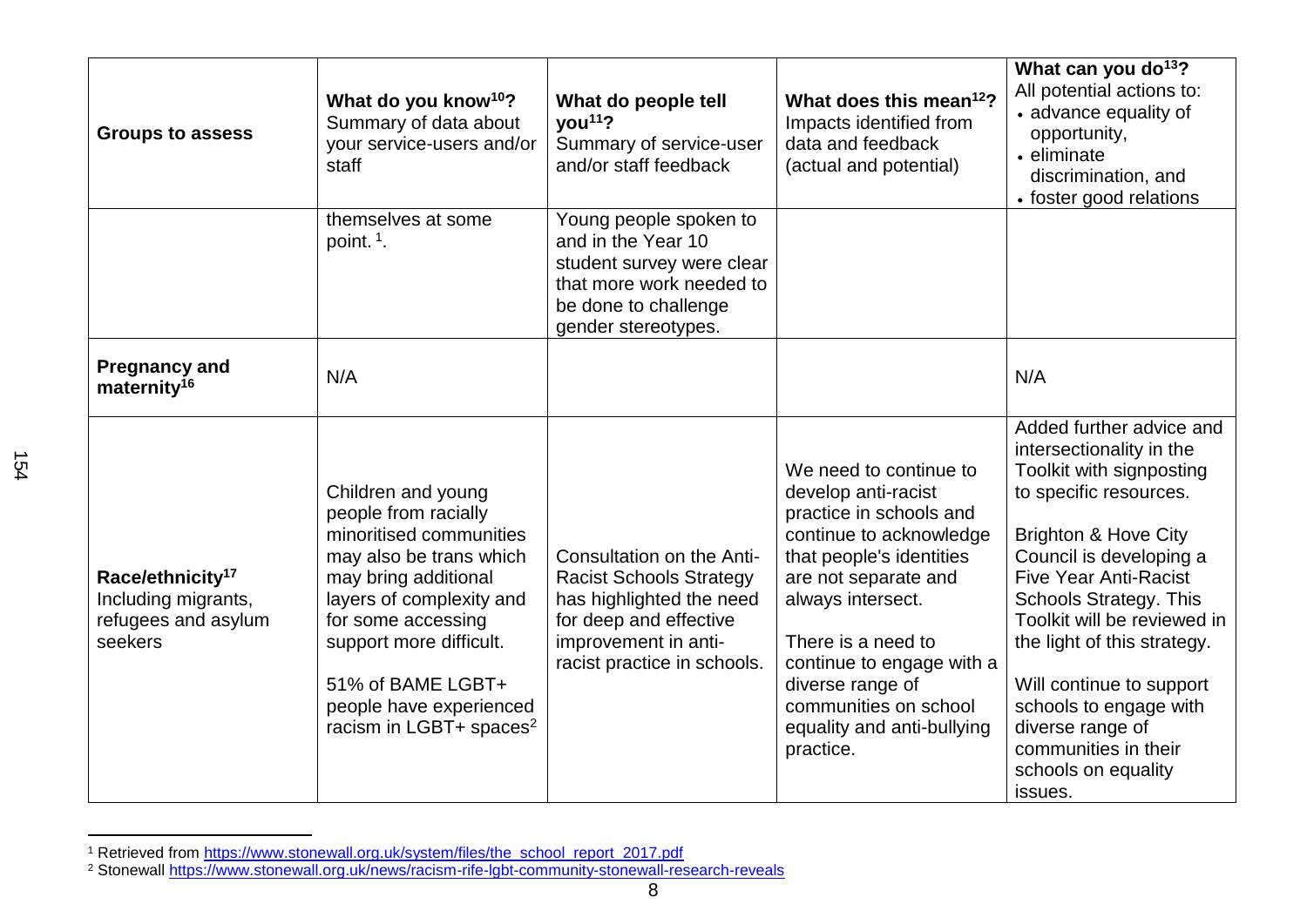| Groups to assess | **What do you know[10]?** Summary of data about your service-users and/or staff | **What do people tell you[11]?** Summary of service-user and/or staff feedback | **What does this mean[12]?** Impacts identified from data and feedback (actual and potential) | **What can you do[13]?** All potential actions to: • advance equality of opportunity, • eliminate discrimination, and • foster good relations |
|---|---|---|---|---|
| | themselves at some point. [1]. | Young people spoken to and in the Year 10 student survey were clear that more work needed to be done to challenge gender stereotypes. | | |
| **Pregnancy and maternity[16]** | N/A | | | N/A |
| **Race/ethnicity[17]** Including migrants, refugees and asylum seekers | Children and young people from racially minoritised communities may also be trans which may bring additional layers of complexity and for some accessing support more difficult.<br><br>51% of BAME LGBT+ people have experienced racism in LGBT+ spaces[2] | Consultation on the Anti-Racist Schools Strategy has highlighted the need for deep and effective improvement in anti-racist practice in schools. | We need to continue to develop anti-racist practice in schools and continue to acknowledge that people's identities are not separate and always intersect.<br><br>There is a need to continue to engage with a diverse range of communities on school equality and anti-bullying practice. | Added further advice and intersectionality in the Toolkit with signposting to specific resources.<br><br>Brighton & Hove City Council is developing a Five Year Anti-Racist Schools Strategy. This Toolkit will be reviewed in the light of this strategy.<br><br>Will continue to support schools to engage with diverse range of communities in their schools on equality issues. |

[1] Retrieved from https://www.stonewall.org.uk/system/files/the_school_report_2017.pdf

[2] Stonewall https://www.stonewall.org.uk/news/racism-rife-lgbt-community-stonewall-research-reveals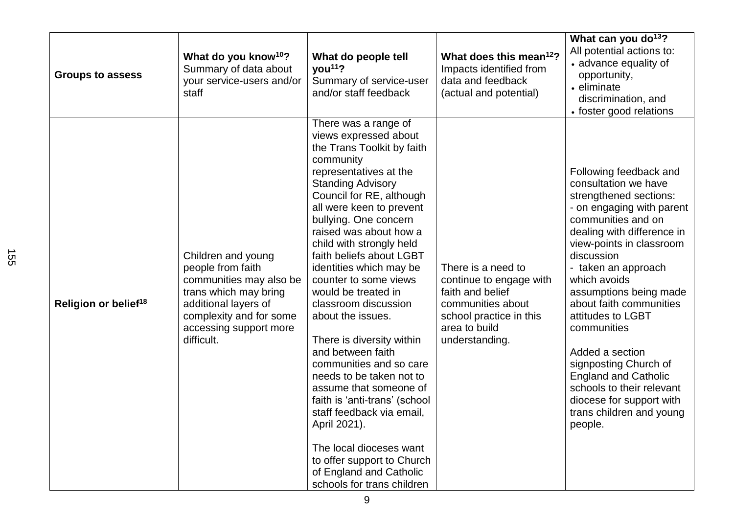| **Groups to assess** | **What do you know[10]?** Summary of data about your service-users and/or staff | **What do people tell you[11]?** Summary of service-user and/or staff feedback | **What does this mean[12]?** Impacts identified from data and feedback (actual and potential) | **What can you do[13]?** All potential actions to: • advance equality of opportunity, • eliminate discrimination, and • foster good relations |
|---|---|---|---|---|
| **Religion or belief[18]** | Children and young people from faith communities may also be trans which may bring additional layers of complexity and for some accessing support more difficult. | There was a range of views expressed about the Trans Toolkit by faith community representatives at the Standing Advisory Council for RE, although all were keen to prevent bullying. One concern raised was about how a child with strongly held faith beliefs about LGBT identities which may be counter to some views would be treated in classroom discussion about the issues.<br><br>There is diversity within and between faith communities and so care needs to be taken not to assume that someone of faith is 'anti-trans' (school staff feedback via email, April 2021).<br><br>The local dioceses want to offer support to Church of England and Catholic schools for trans children | There is a need to continue to engage with faith and belief communities about school practice in this area to build understanding. | Following feedback and consultation we have strengthened sections:<br>- on engaging with parent communities and on dealing with difference in view-points in classroom discussion<br>- taken an approach which avoids assumptions being made about faith communities attitudes to LGBT communities<br><br>Added a section signposting Church of England and Catholic schools to their relevant diocese for support with trans children and young people. |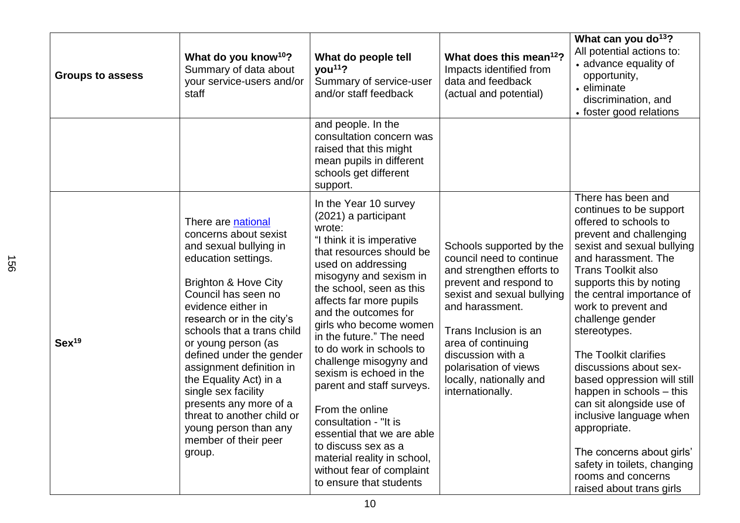| Groups to assess | What do you know[10]? Summary of data about your service-users and/or staff | What do people tell you[11]? Summary of service-user and/or staff feedback | What does this mean[12]? Impacts identified from data and feedback (actual and potential) | What can you do[13]? All potential actions to: • advance equality of opportunity, • eliminate discrimination, and • foster good relations |
|---|---|---|---|---|
| | | and people. In the consultation concern was raised that this might mean pupils in different schools get different support. | | |
| Sex[19] | There are national concerns about sexist and sexual bullying in education settings.<br><br>Brighton & Hove City Council has seen no evidence either in research or in the city's schools that a trans child or young person (as defined under the gender assignment definition in the Equality Act) in a single sex facility presents any more of a threat to another child or young person than any member of their peer group. | In the Year 10 survey (2021) a participant wrote:<br>"I think it is imperative that resources should be used on addressing misogyny and sexism in the school, seen as this affects far more pupils and the outcomes for girls who become women in the future." The need to do work in schools to challenge misogyny and sexism is echoed in the parent and staff surveys.<br><br>From the online consultation - "It is essential that we are able to discuss sex as a material reality in school, without fear of complaint to ensure that students | Schools supported by the council need to continue and strengthen efforts to prevent and respond to sexist and sexual bullying and harassment.<br><br>Trans Inclusion is an area of continuing discussion with a polarisation of views locally, nationally and internationally. | There has been and continues to be support offered to schools to prevent and challenging sexist and sexual bullying and harassment. The Trans Toolkit also supports this by noting the central importance of work to prevent and challenge gender stereotypes.<br><br>The Toolkit clarifies discussions about sex-based oppression will still happen in schools – this can sit alongside use of inclusive language when appropriate.<br><br>The concerns about girls' safety in toilets, changing rooms and concerns raised about trans girls |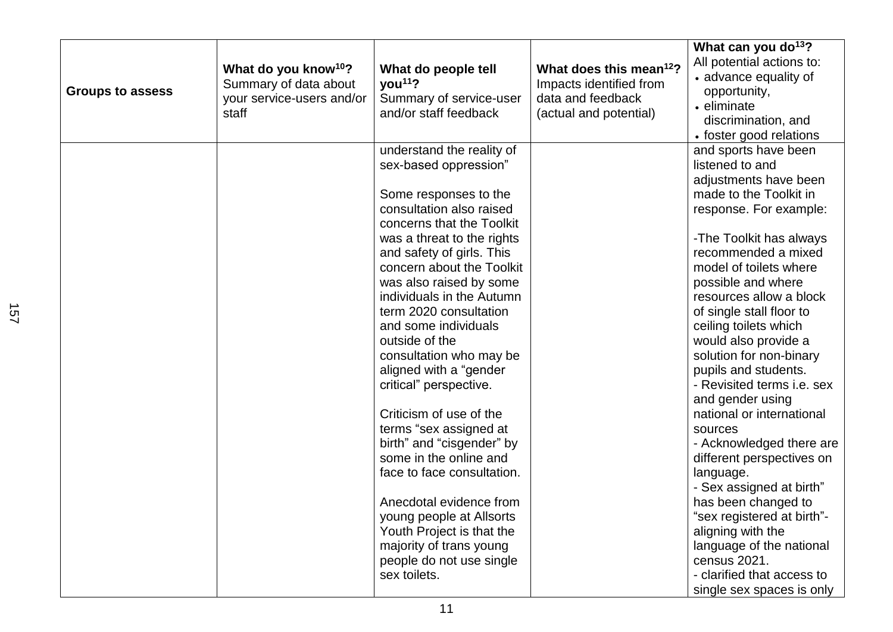| Groups to assess | **What do you know[10]?** Summary of data about your service-users and/or staff | **What do people tell you[11]?** Summary of service-user and/or staff feedback | **What does this mean[12]?** Impacts identified from data and feedback (actual and potential) | **What can you do[13]?** All potential actions to: • advance equality of opportunity, • eliminate discrimination, and • foster good relations |
|---|---|---|---|---|
| | | understand the reality of sex-based oppression"<br><br>Some responses to the consultation also raised concerns that the Toolkit was a threat to the rights and safety of girls. This concern about the Toolkit was also raised by some individuals in the Autumn term 2020 consultation and some individuals outside of the consultation who may be aligned with a "gender critical" perspective.<br><br>Criticism of use of the terms "sex assigned at birth" and "cisgender" by some in the online and face to face consultation.<br><br>Anecdotal evidence from young people at Allsorts Youth Project is that the majority of trans young people do not use single sex toilets. | | and sports have been listened to and adjustments have been made to the Toolkit in response. For example:<br><br>-The Toolkit has always recommended a mixed model of toilets where possible and where resources allow a block of single stall floor to ceiling toilets which would also provide a solution for non-binary pupils and students.<br>- Revisited terms i.e. sex and gender using national or international sources<br>- Acknowledged there are different perspectives on language.<br>- Sex assigned at birth" has been changed to "sex registered at birth"- aligning with the language of the national census 2021.<br>- clarified that access to single sex spaces is only |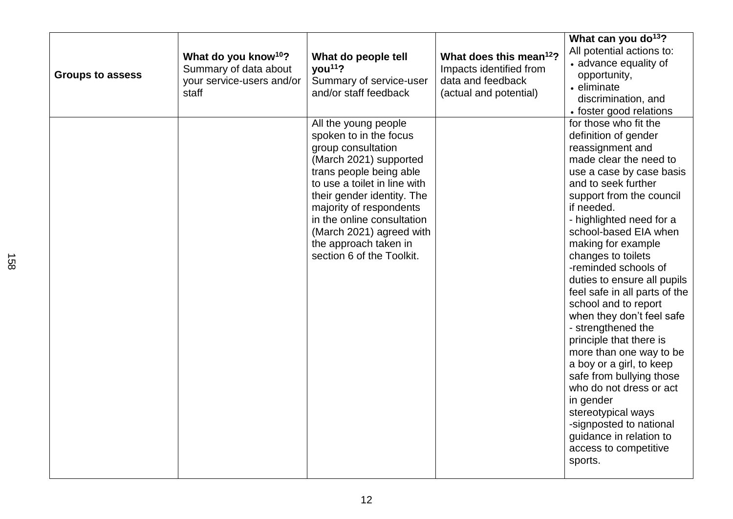| Groups to assess | **What do you know[10]?** Summary of data about your service-users and/or staff | **What do people tell you[11]?** Summary of service-user and/or staff feedback | **What does this mean[12]?** Impacts identified from data and feedback (actual and potential) | **What can you do[13]?** All potential actions to: • advance equality of opportunity, • eliminate discrimination, and • foster good relations |
|---|---|---|---|---|
| | | All the young people spoken to in the focus group consultation (March 2021) supported trans people being able to use a toilet in line with their gender identity. The majority of respondents in the online consultation (March 2021) agreed with the approach taken in section 6 of the Toolkit. | | for those who fit the definition of gender reassignment and made clear the need to use a case by case basis and to seek further support from the council if needed. - highlighted need for a school-based EIA when making for example changes to toilets -reminded schools of duties to ensure all pupils feel safe in all parts of the school and to report when they don't feel safe - strengthened the principle that there is more than one way to be a boy or a girl, to keep safe from bullying those who do not dress or act in gender stereotypical ways -signposted to national guidance in relation to access to competitive sports. |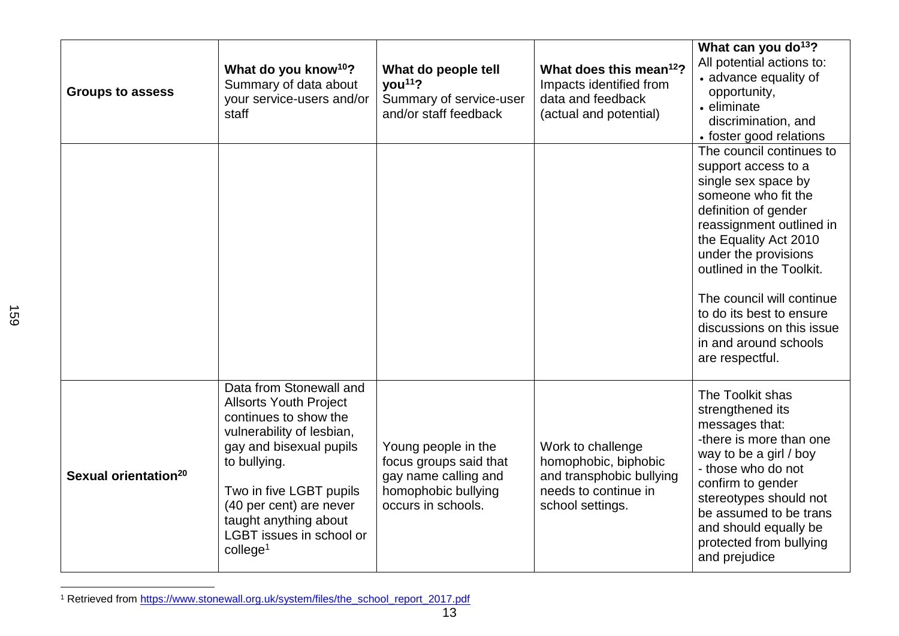| Groups to assess | What do you know[10]? Summary of data about your service-users and/or staff | What do people tell you[11]? Summary of service-user and/or staff feedback | What does this mean[12]? Impacts identified from data and feedback (actual and potential) | What can you do[13]? All potential actions to: • advance equality of opportunity, • eliminate discrimination, and • foster good relations |
|---|---|---|---|---|
| | | | | The council continues to support access to a single sex space by someone who fit the definition of gender reassignment outlined in the Equality Act 2010 under the provisions outlined in the Toolkit.<br><br>The council will continue to do its best to ensure discussions on this issue in and around schools are respectful. |
| Sexual orientation[20] | Data from Stonewall and Allsorts Youth Project continues to show the vulnerability of lesbian, gay and bisexual pupils to bullying.<br><br>Two in five LGBT pupils (40 per cent) are never taught anything about LGBT issues in school or college[1] | Young people in the focus groups said that gay name calling and homophobic bullying occurs in schools. | Work to challenge homophobic, biphobic and transphobic bullying needs to continue in school settings. | The Toolkit shas strengthened its messages that:<br>-there is more than one way to be a girl / boy<br>- those who do not confirm to gender stereotypes should not be assumed to be trans and should equally be protected from bullying and prejudice |

[1] Retrieved from https://www.stonewall.org.uk/system/files/the_school_report_2017.pdf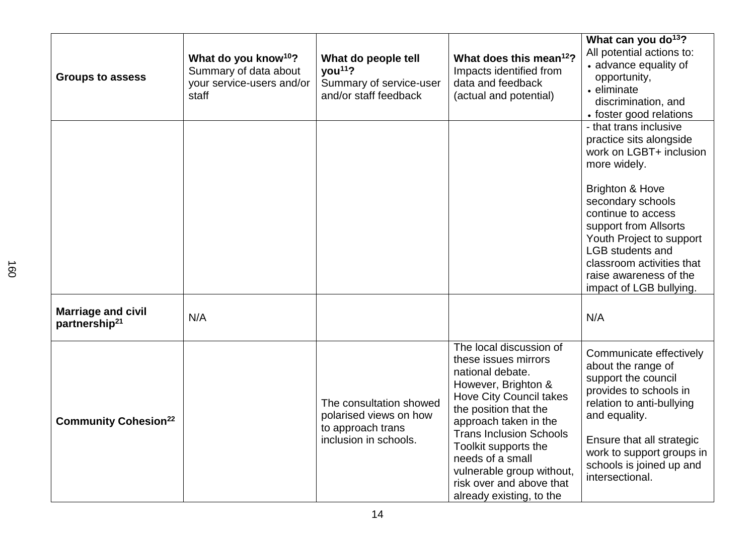| Groups to assess | What do you know[10]? Summary of data about your service-users and/or staff | What do people tell you[11]? Summary of service-user and/or staff feedback | What does this mean[12]? Impacts identified from data and feedback (actual and potential) | What can you do[13]? All potential actions to: • advance equality of opportunity, • eliminate discrimination, and • foster good relations |
|---|---|---|---|---|
| | | | | - that trans inclusive practice sits alongside work on LGBT+ inclusion more widely.<br><br>Brighton & Hove secondary schools continue to access support from Allsorts Youth Project to support LGB students and classroom activities that raise awareness of the impact of LGB bullying. |
| **Marriage and civil partnership[21]** | N/A | | | N/A |
| **Community Cohesion[22]** | | The consultation showed polarised views on how to approach trans inclusion in schools. | The local discussion of these issues mirrors national debate. However, Brighton & Hove City Council takes the position that the approach taken in the Trans Inclusion Schools Toolkit supports the needs of a small vulnerable group without, risk over and above that already existing, to the | Communicate effectively about the range of support the council provides to schools in relation to anti-bullying and equality.<br><br>Ensure that all strategic work to support groups in schools is joined up and intersectional. |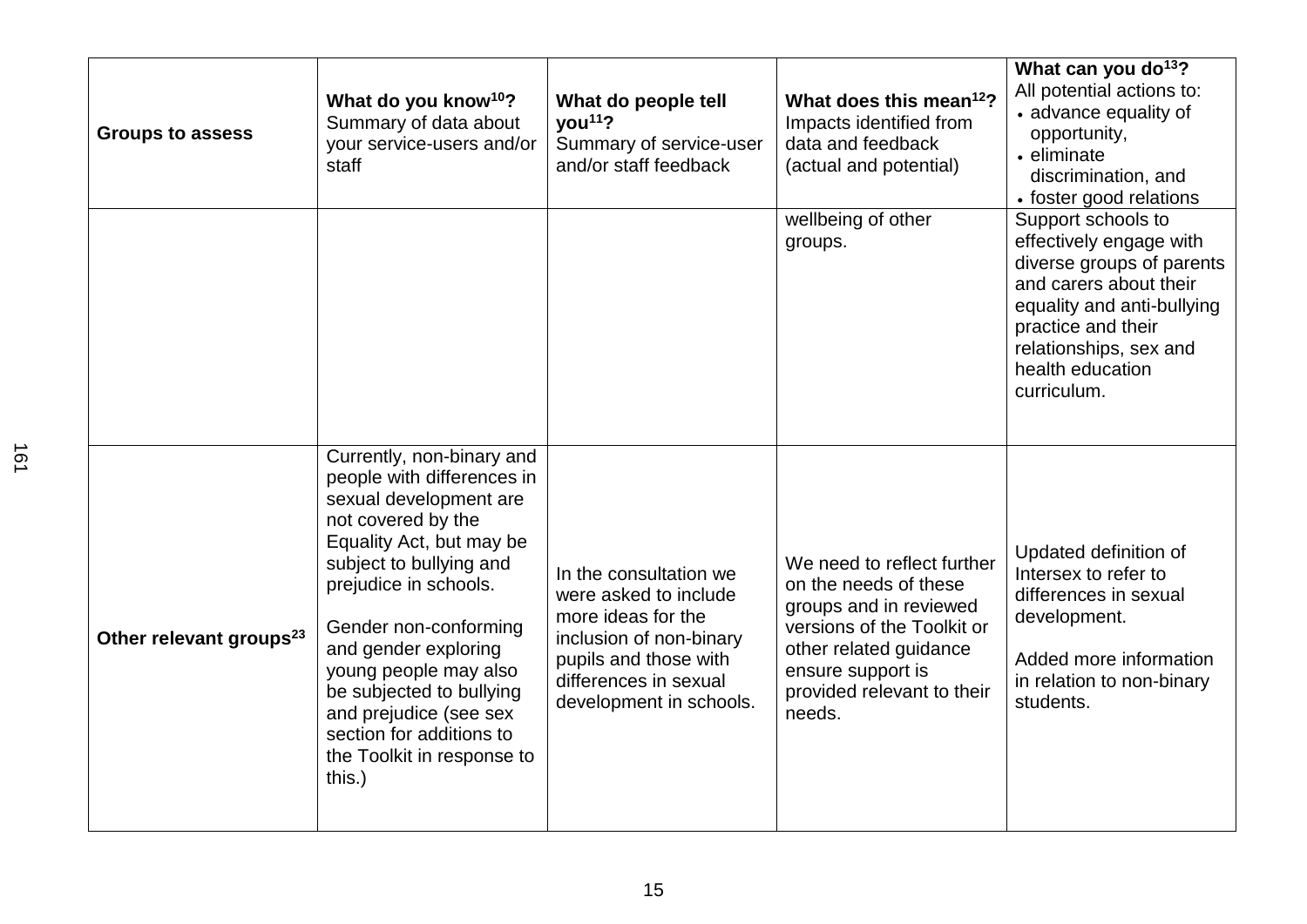| Groups to assess | **What do you know[10]?** Summary of data about your service-users and/or staff | **What do people tell you[11]?** Summary of service-user and/or staff feedback | **What does this mean[12]?** Impacts identified from data and feedback (actual and potential) | **What can you do[13]?** All potential actions to: • advance equality of opportunity, • eliminate discrimination, and • foster good relations |
|---|---|---|---|---|
| | | | wellbeing of other groups. | Support schools to effectively engage with diverse groups of parents and carers about their equality and anti-bullying practice and their relationships, sex and health education curriculum. |
| **Other relevant groups[23]** | Currently, non-binary and people with differences in sexual development are not covered by the Equality Act, but may be subject to bullying and prejudice in schools.<br><br>Gender non-conforming and gender exploring young people may also be subjected to bullying and prejudice (see sex section for additions to the Toolkit in response to this.) | In the consultation we were asked to include more ideas for the inclusion of non-binary pupils and those with differences in sexual development in schools. | We need to reflect further on the needs of these groups and in reviewed versions of the Toolkit or other related guidance ensure support is provided relevant to their needs. | Updated definition of Intersex to refer to differences in sexual development.<br><br>Added more information in relation to non-binary students. |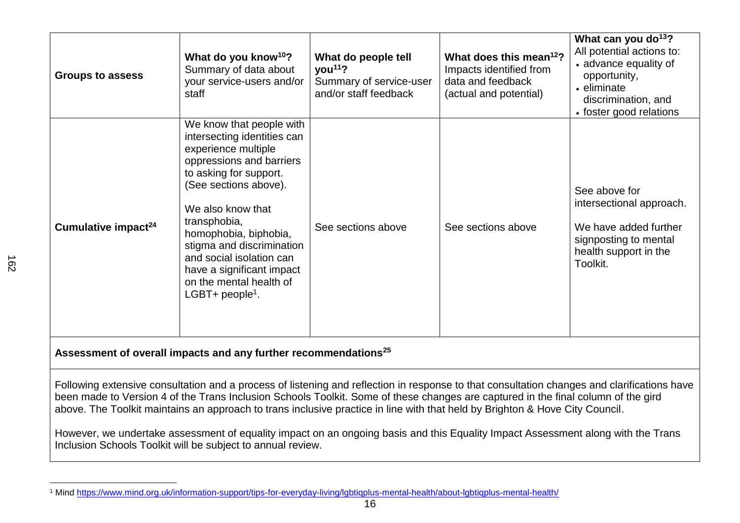| Groups to assess | What do you know[10]? Summary of data about your service-users and/or staff | What do people tell you[11]? Summary of service-user and/or staff feedback | What does this mean[12]? Impacts identified from data and feedback (actual and potential) | What can you do[13]? All potential actions to: • advance equality of opportunity, • eliminate discrimination, and • foster good relations |
|---|---|---|---|---|
| **Cumulative impact[24]** | We know that people with intersecting identities can experience multiple oppressions and barriers to asking for support. (See sections above).<br><br>We also know that transphobia, homophobia, biphobia, stigma and discrimination and social isolation can have a significant impact on the mental health of LGBT+ people[1]. | See sections above | See sections above | See above for intersectional approach.<br><br>We have added further signposting to mental health support in the Toolkit. |

**Assessment of overall impacts and any further recommendations[25]**

Following extensive consultation and a process of listening and reflection in response to that consultation changes and clarifications have been made to Version 4 of the Trans Inclusion Schools Toolkit. Some of these changes are captured in the final column of the gird above. The Toolkit maintains an approach to trans inclusive practice in line with that held by Brighton & Hove City Council.

However, we undertake assessment of equality impact on an ongoing basis and this Equality Impact Assessment along with the Trans Inclusion Schools Toolkit will be subject to annual review.

[1] Mind https://www.mind.org.uk/information-support/tips-for-everyday-living/lgbtiqplus-mental-health/about-lgbtiqplus-mental-health/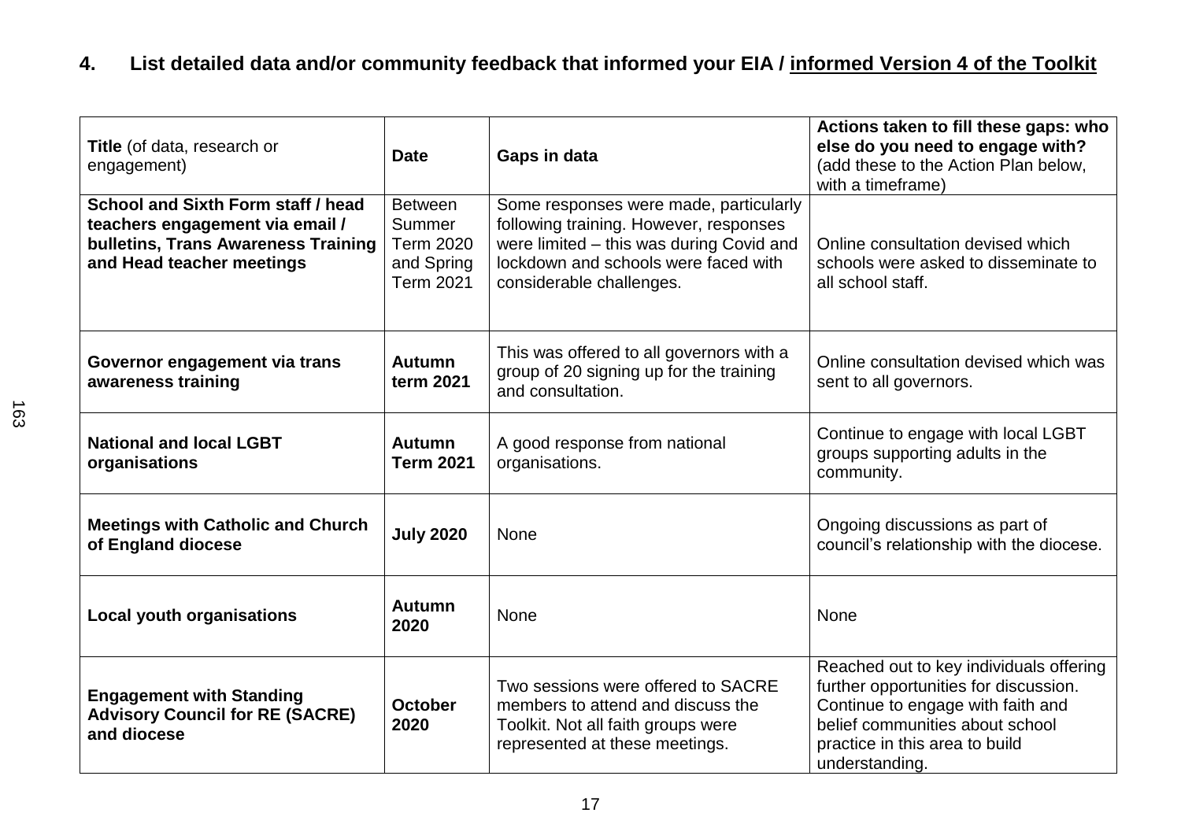## 4. List detailed data and/or community feedback that informed your EIA / <u>informed Version 4 of the Toolkit</u>

| **Title** (of data, research or engagement) | **Date** | **Gaps in data** | **Actions taken to fill these gaps: who else do you need to engage with?** (add these to the Action Plan below, with a timeframe) |
|---|---|---|---|
| **School and Sixth Form staff / head teachers engagement via email / bulletins, Trans Awareness Training and Head teacher meetings** | Between Summer Term 2020 and Spring Term 2021 | Some responses were made, particularly following training. However, responses were limited – this was during Covid and lockdown and schools were faced with considerable challenges. | Online consultation devised which schools were asked to disseminate to all school staff. |
| **Governor engagement via trans awareness training** | **Autumn term 2021** | This was offered to all governors with a group of 20 signing up for the training and consultation. | Online consultation devised which was sent to all governors. |
| **National and local LGBT organisations** | **Autumn Term 2021** | A good response from national organisations. | Continue to engage with local LGBT groups supporting adults in the community. |
| **Meetings with Catholic and Church of England diocese** | **July 2020** | None | Ongoing discussions as part of council's relationship with the diocese. |
| **Local youth organisations** | **Autumn 2020** | None | None |
| **Engagement with Standing Advisory Council for RE (SACRE) and diocese** | **October 2020** | Two sessions were offered to SACRE members to attend and discuss the Toolkit. Not all faith groups were represented at these meetings. | Reached out to key individuals offering further opportunities for discussion. Continue to engage with faith and belief communities about school practice in this area to build understanding. |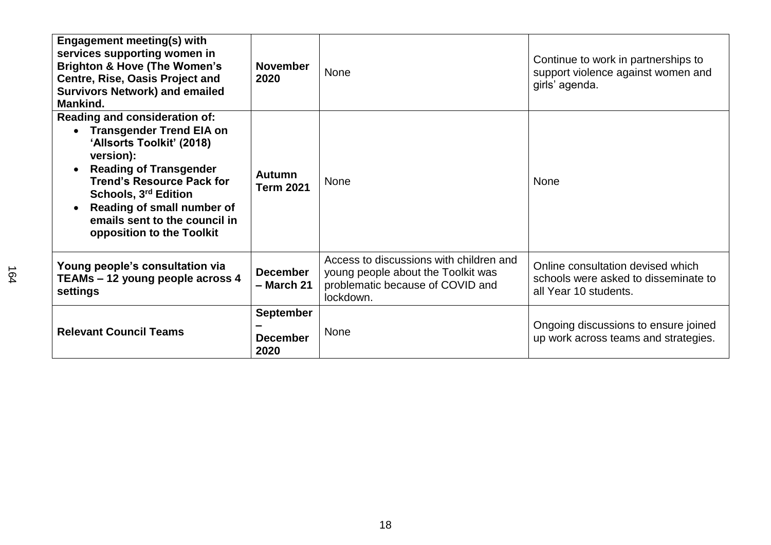| | | | |
|---|---|---|---|
| **Engagement meeting(s) with services supporting women in Brighton & Hove (The Women's Centre, Rise, Oasis Project and Survivors Network) and emailed Mankind.** | **November 2020** | None | Continue to work in partnerships to support violence against women and girls' agenda. |
| **Reading and consideration of:**<br>• **Transgender Trend EIA on 'Allsorts Toolkit' (2018) version):**<br>• **Reading of Transgender Trend's Resource Pack for Schools, 3rd Edition**<br>• **Reading of small number of emails sent to the council in opposition to the Toolkit** | **Autumn Term 2021** | None | None |
| **Young people's consultation via TEAMs – 12 young people across 4 settings** | **December – March 21** | Access to discussions with children and young people about the Toolkit was problematic because of COVID and lockdown. | Online consultation devised which schools were asked to disseminate to all Year 10 students. |
| **Relevant Council Teams** | **September – December 2020** | None | Ongoing discussions to ensure joined up work across teams and strategies. |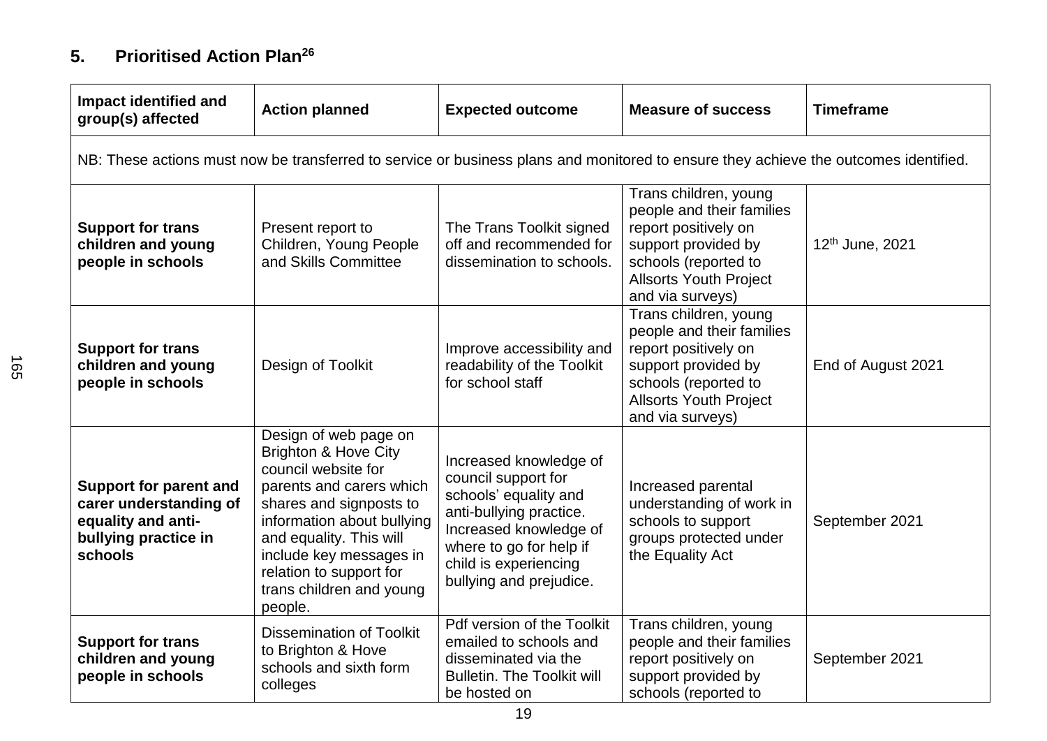## 5. Prioritised Action Plan[26]

| Impact identified and group(s) affected | Action planned | Expected outcome | Measure of success | Timeframe |
|---|---|---|---|---|
| NB: These actions must now be transferred to service or business plans and monitored to ensure they achieve the outcomes identified. | | | | |
| **Support for trans children and young people in schools** | Present report to Children, Young People and Skills Committee | The Trans Toolkit signed off and recommended for dissemination to schools. | Trans children, young people and their families report positively on support provided by schools (reported to Allsorts Youth Project and via surveys) | 12th June, 2021 |
| **Support for trans children and young people in schools** | Design of Toolkit | Improve accessibility and readability of the Toolkit for school staff | Trans children, young people and their families report positively on support provided by schools (reported to Allsorts Youth Project and via surveys) | End of August 2021 |
| **Support for parent and carer understanding of equality and anti-bullying practice in schools** | Design of web page on Brighton & Hove City council website for parents and carers which shares and signposts to information about bullying and equality. This will include key messages in relation to support for trans children and young people. | Increased knowledge of council support for schools' equality and anti-bullying practice. Increased knowledge of where to go for help if child is experiencing bullying and prejudice. | Increased parental understanding of work in schools to support groups protected under the Equality Act | September 2021 |
| **Support for trans children and young people in schools** | Dissemination of Toolkit to Brighton & Hove schools and sixth form colleges | Pdf version of the Toolkit emailed to schools and disseminated via the Bulletin. The Toolkit will be hosted on | Trans children, young people and their families report positively on support provided by schools (reported to | September 2021 |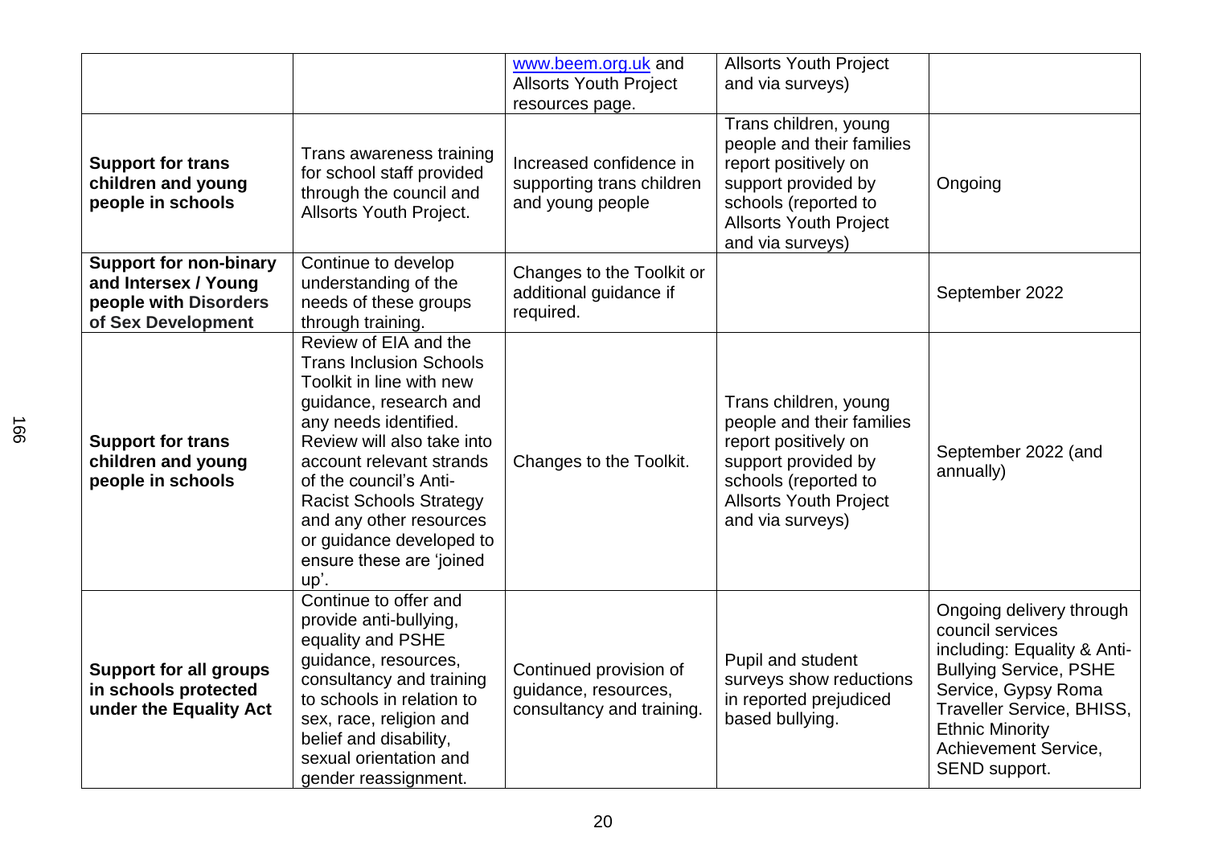| | | | | |
|---|---|---|---|---|
| | | www.beem.org.uk and Allsorts Youth Project resources page. | Allsorts Youth Project and via surveys) | |
| **Support for trans children and young people in schools** | Trans awareness training for school staff provided through the council and Allsorts Youth Project. | Increased confidence in supporting trans children and young people | Trans children, young people and their families report positively on support provided by schools (reported to Allsorts Youth Project and via surveys) | Ongoing |
| **Support for non-binary and Intersex / Young people with Disorders of Sex Development** | Continue to develop understanding of the needs of these groups through training. | Changes to the Toolkit or additional guidance if required. | | September 2022 |
| **Support for trans children and young people in schools** | Review of EIA and the Trans Inclusion Schools Toolkit in line with new guidance, research and any needs identified. Review will also take into account relevant strands of the council's Anti-Racist Schools Strategy and any other resources or guidance developed to ensure these are 'joined up'. | Changes to the Toolkit. | Trans children, young people and their families report positively on support provided by schools (reported to Allsorts Youth Project and via surveys) | September 2022 (and annually) |
| **Support for all groups in schools protected under the Equality Act** | Continue to offer and provide anti-bullying, equality and PSHE guidance, resources, consultancy and training to schools in relation to sex, race, religion and belief and disability, sexual orientation and gender reassignment. | Continued provision of guidance, resources, consultancy and training. | Pupil and student surveys show reductions in reported prejudiced based bullying. | Ongoing delivery through council services including: Equality & Anti-Bullying Service, PSHE Service, Gypsy Roma Traveller Service, BHISS, Ethnic Minority Achievement Service, SEND support. |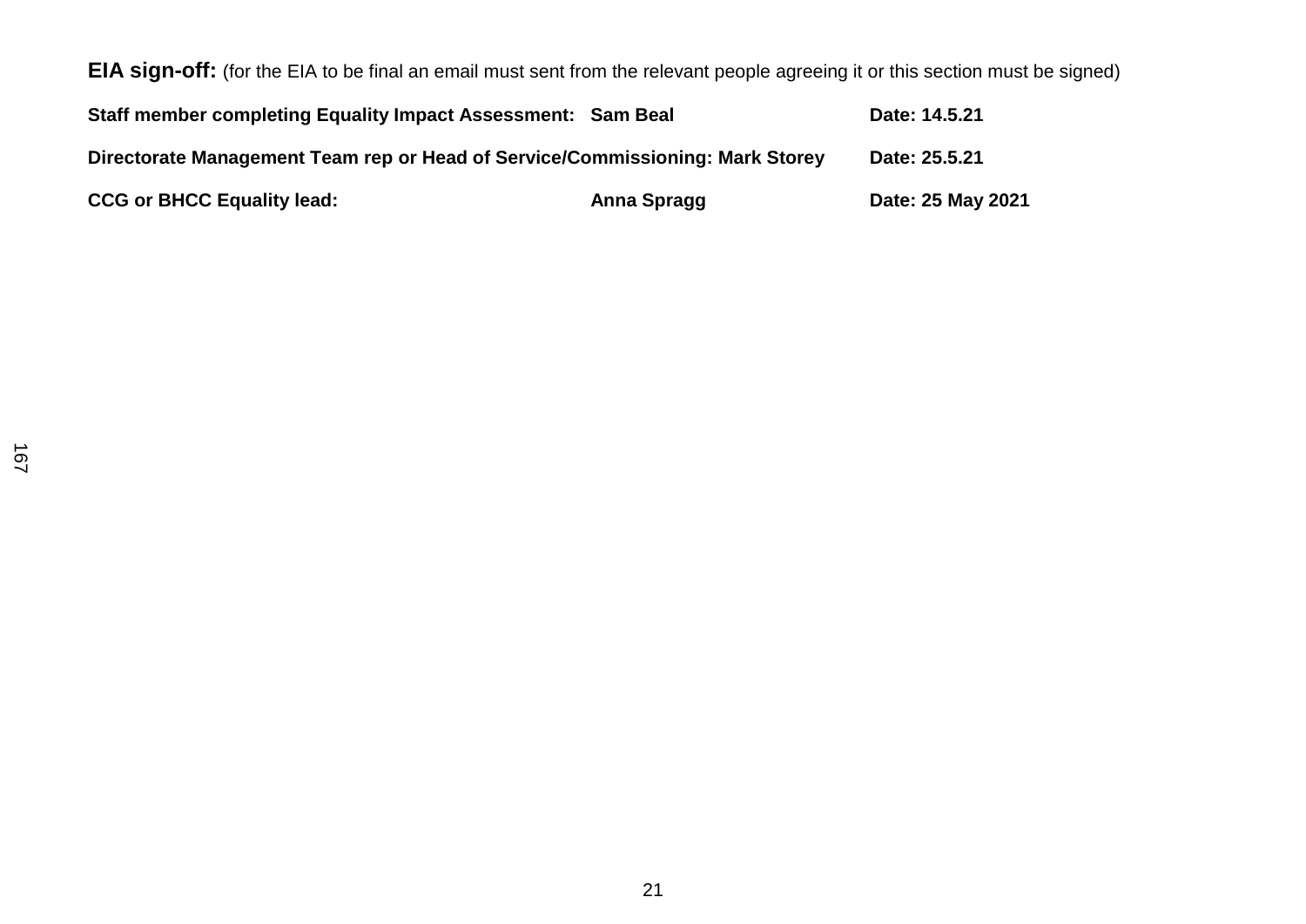**EIA sign-off:** (for the EIA to be final an email must sent from the relevant people agreeing it or this section must be signed)

**Staff member completing Equality Impact Assessment: Sam Beal Date: 14.5.21**

**Directorate Management Team rep or Head of Service/Commissioning: Mark Storey Date: 25.5.21**

**CCG or BHCC Equality lead: Anna Spragg Date: 25 May 2021**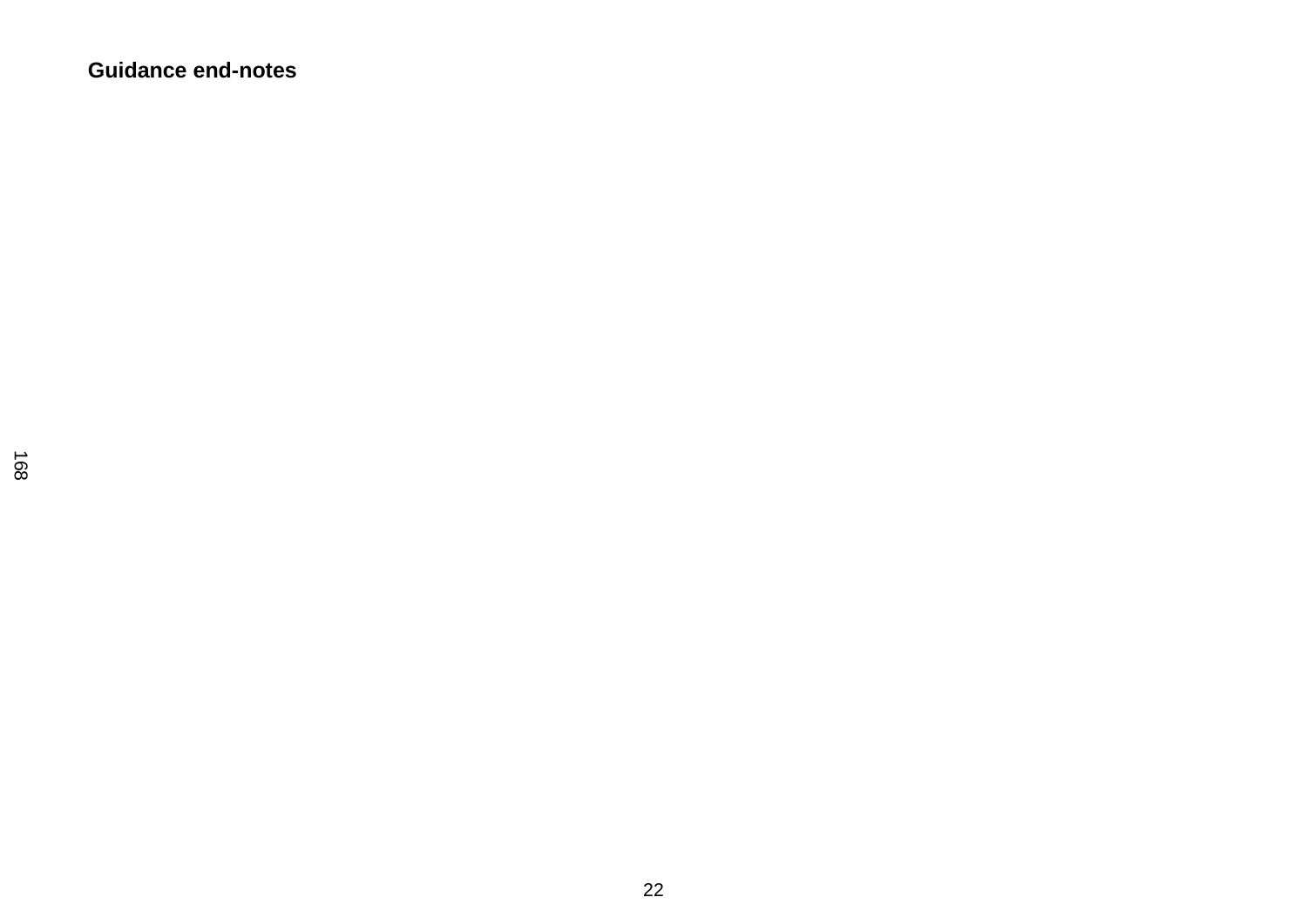**Guidance end-notes**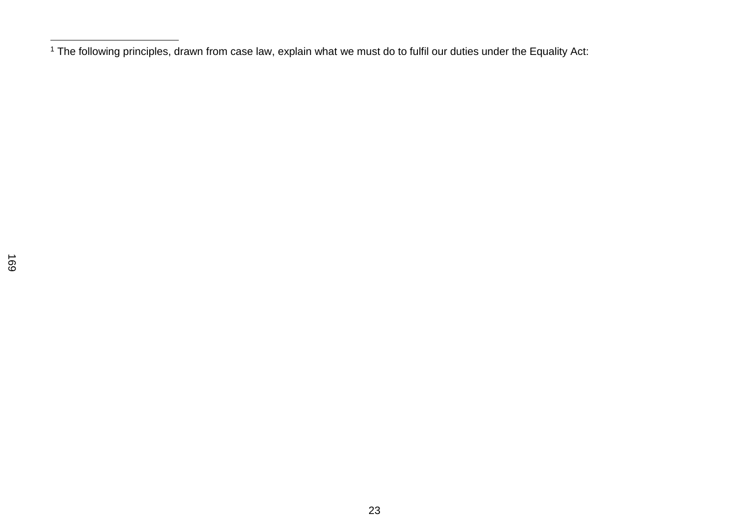[1] The following principles, drawn from case law, explain what we must do to fulfil our duties under the Equality Act: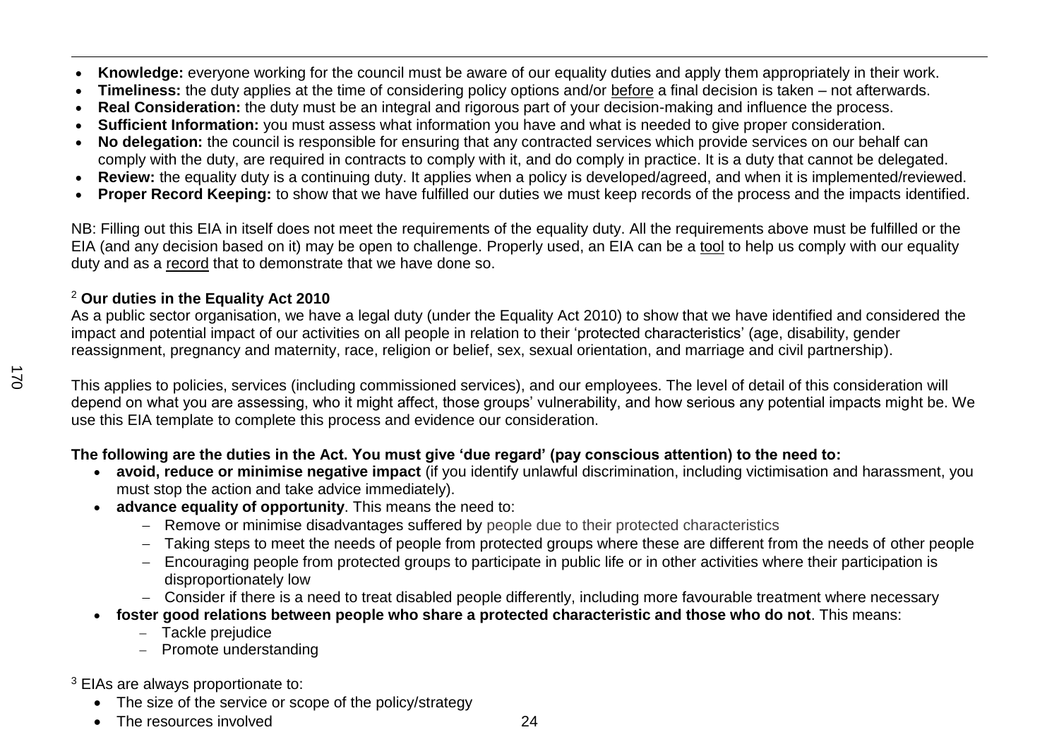- **Knowledge:** everyone working for the council must be aware of our equality duties and apply them appropriately in their work.
- **Timeliness:** the duty applies at the time of considering policy options and/or before a final decision is taken – not afterwards.
- **Real Consideration:** the duty must be an integral and rigorous part of your decision-making and influence the process.
- **Sufficient Information:** you must assess what information you have and what is needed to give proper consideration.
- **No delegation:** the council is responsible for ensuring that any contracted services which provide services on our behalf can comply with the duty, are required in contracts to comply with it, and do comply in practice. It is a duty that cannot be delegated.
- **Review:** the equality duty is a continuing duty. It applies when a policy is developed/agreed, and when it is implemented/reviewed.
- **Proper Record Keeping:** to show that we have fulfilled our duties we must keep records of the process and the impacts identified.

NB: Filling out this EIA in itself does not meet the requirements of the equality duty. All the requirements above must be fulfilled or the EIA (and any decision based on it) may be open to challenge. Properly used, an EIA can be a tool to help us comply with our equality duty and as a record that to demonstrate that we have done so.

[2] **Our duties in the Equality Act 2010**

As a public sector organisation, we have a legal duty (under the Equality Act 2010) to show that we have identified and considered the impact and potential impact of our activities on all people in relation to their 'protected characteristics' (age, disability, gender reassignment, pregnancy and maternity, race, religion or belief, sex, sexual orientation, and marriage and civil partnership).

This applies to policies, services (including commissioned services), and our employees. The level of detail of this consideration will depend on what you are assessing, who it might affect, those groups' vulnerability, and how serious any potential impacts might be. We use this EIA template to complete this process and evidence our consideration.

**The following are the duties in the Act. You must give 'due regard' (pay conscious attention) to the need to:**

- **avoid, reduce or minimise negative impact** (if you identify unlawful discrimination, including victimisation and harassment, you must stop the action and take advice immediately).
- **advance equality of opportunity**. This means the need to:
  - Remove or minimise disadvantages suffered by people due to their protected characteristics
  - Taking steps to meet the needs of people from protected groups where these are different from the needs of other people
  - Encouraging people from protected groups to participate in public life or in other activities where their participation is disproportionately low
  - Consider if there is a need to treat disabled people differently, including more favourable treatment where necessary
- **foster good relations between people who share a protected characteristic and those who do not**. This means:
  - Tackle prejudice
  - Promote understanding

[3] EIAs are always proportionate to:

- The size of the service or scope of the policy/strategy
- The resources involved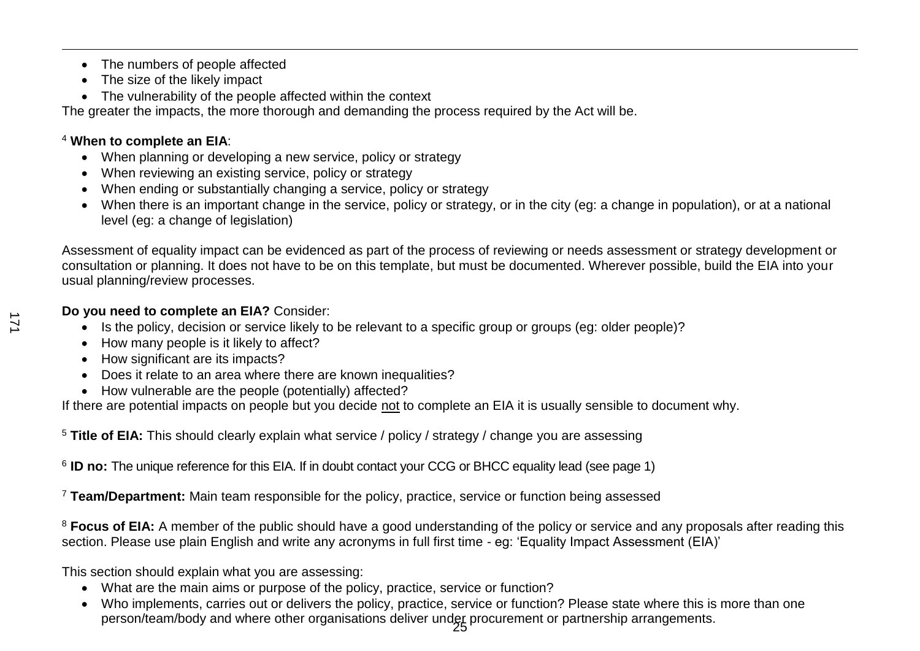- The numbers of people affected
- The size of the likely impact
- The vulnerability of the people affected within the context

The greater the impacts, the more thorough and demanding the process required by the Act will be.

[4] **When to complete an EIA**:

- When planning or developing a new service, policy or strategy
- When reviewing an existing service, policy or strategy
- When ending or substantially changing a service, policy or strategy
- When there is an important change in the service, policy or strategy, or in the city (eg: a change in population), or at a national level (eg: a change of legislation)

Assessment of equality impact can be evidenced as part of the process of reviewing or needs assessment or strategy development or consultation or planning. It does not have to be on this template, but must be documented. Wherever possible, build the EIA into your usual planning/review processes.

**Do you need to complete an EIA?** Consider:

- Is the policy, decision or service likely to be relevant to a specific group or groups (eg: older people)?
- How many people is it likely to affect?
- How significant are its impacts?
- Does it relate to an area where there are known inequalities?
- How vulnerable are the people (potentially) affected?

If there are potential impacts on people but you decide not to complete an EIA it is usually sensible to document why.

[5] **Title of EIA:** This should clearly explain what service / policy / strategy / change you are assessing

[6] **ID no:** The unique reference for this EIA. If in doubt contact your CCG or BHCC equality lead (see page 1)

[7] **Team/Department:** Main team responsible for the policy, practice, service or function being assessed

[8] **Focus of EIA:** A member of the public should have a good understanding of the policy or service and any proposals after reading this section. Please use plain English and write any acronyms in full first time - eg: 'Equality Impact Assessment (EIA)'

This section should explain what you are assessing:

- What are the main aims or purpose of the policy, practice, service or function?
- Who implements, carries out or delivers the policy, practice, service or function? Please state where this is more than one person/team/body and where other organisations deliver under procurement or partnership arrangements.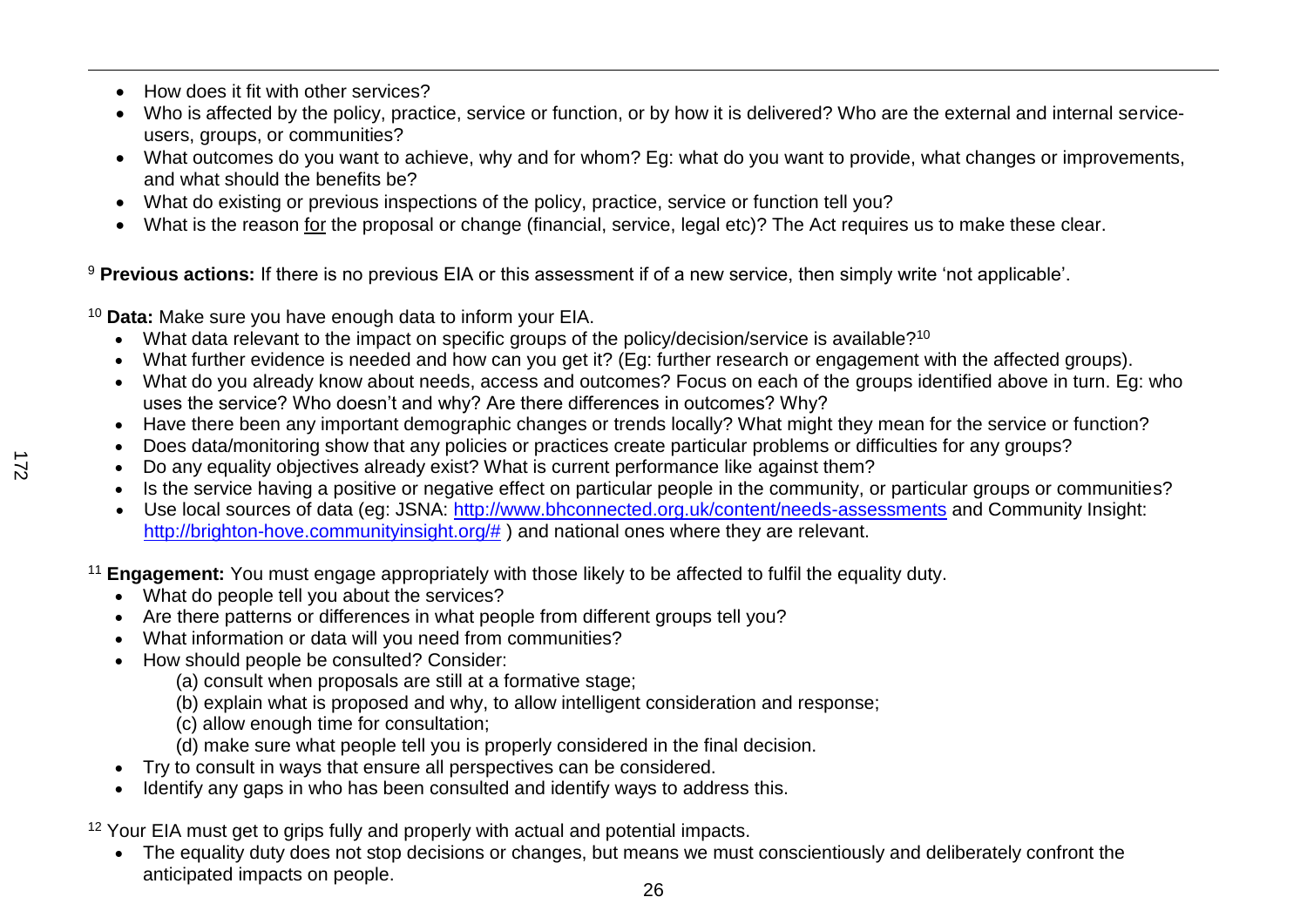- How does it fit with other services?
- Who is affected by the policy, practice, service or function, or by how it is delivered? Who are the external and internal service-users, groups, or communities?
- What outcomes do you want to achieve, why and for whom? Eg: what do you want to provide, what changes or improvements, and what should the benefits be?
- What do existing or previous inspections of the policy, practice, service or function tell you?
- What is the reason for the proposal or change (financial, service, legal etc)? The Act requires us to make these clear.

[9] **Previous actions:** If there is no previous EIA or this assessment if of a new service, then simply write 'not applicable'.

[10] **Data:** Make sure you have enough data to inform your EIA.

- What data relevant to the impact on specific groups of the policy/decision/service is available?[10]
- What further evidence is needed and how can you get it? (Eg: further research or engagement with the affected groups).
- What do you already know about needs, access and outcomes? Focus on each of the groups identified above in turn. Eg: who uses the service? Who doesn't and why? Are there differences in outcomes? Why?
- Have there been any important demographic changes or trends locally? What might they mean for the service or function?
- Does data/monitoring show that any policies or practices create particular problems or difficulties for any groups?
- Do any equality objectives already exist? What is current performance like against them?
- Is the service having a positive or negative effect on particular people in the community, or particular groups or communities?
- Use local sources of data (eg: JSNA: http://www.bhconnected.org.uk/content/needs-assessments and Community Insight: http://brighton-hove.communityinsight.org/# ) and national ones where they are relevant.

[11] **Engagement:** You must engage appropriately with those likely to be affected to fulfil the equality duty.

- What do people tell you about the services?
- Are there patterns or differences in what people from different groups tell you?
- What information or data will you need from communities?
- How should people be consulted? Consider:
  - (a) consult when proposals are still at a formative stage;
  - (b) explain what is proposed and why, to allow intelligent consideration and response;
  - (c) allow enough time for consultation;
  - (d) make sure what people tell you is properly considered in the final decision.
- Try to consult in ways that ensure all perspectives can be considered.
- Identify any gaps in who has been consulted and identify ways to address this.

[12] Your EIA must get to grips fully and properly with actual and potential impacts.

- The equality duty does not stop decisions or changes, but means we must conscientiously and deliberately confront the anticipated impacts on people.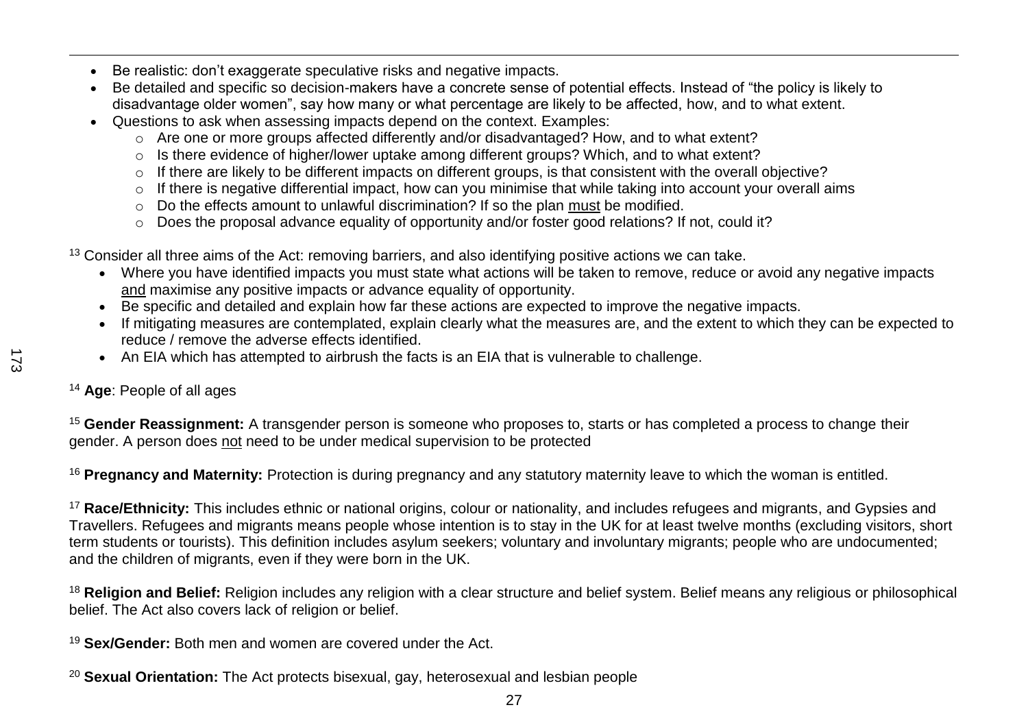- Be realistic: don't exaggerate speculative risks and negative impacts.
- Be detailed and specific so decision-makers have a concrete sense of potential effects. Instead of "the policy is likely to disadvantage older women", say how many or what percentage are likely to be affected, how, and to what extent.
- Questions to ask when assessing impacts depend on the context. Examples:
  - Are one or more groups affected differently and/or disadvantaged? How, and to what extent?
  - Is there evidence of higher/lower uptake among different groups? Which, and to what extent?
  - If there are likely to be different impacts on different groups, is that consistent with the overall objective?
  - If there is negative differential impact, how can you minimise that while taking into account your overall aims
  - Do the effects amount to unlawful discrimination? If so the plan must be modified.
  - Does the proposal advance equality of opportunity and/or foster good relations? If not, could it?

[13] Consider all three aims of the Act: removing barriers, and also identifying positive actions we can take.

- Where you have identified impacts you must state what actions will be taken to remove, reduce or avoid any negative impacts and maximise any positive impacts or advance equality of opportunity.
- Be specific and detailed and explain how far these actions are expected to improve the negative impacts.
- If mitigating measures are contemplated, explain clearly what the measures are, and the extent to which they can be expected to reduce / remove the adverse effects identified.
- An EIA which has attempted to airbrush the facts is an EIA that is vulnerable to challenge.

[14] **Age**: People of all ages

[15] **Gender Reassignment:** A transgender person is someone who proposes to, starts or has completed a process to change their gender. A person does not need to be under medical supervision to be protected

[16] **Pregnancy and Maternity:** Protection is during pregnancy and any statutory maternity leave to which the woman is entitled.

[17] **Race/Ethnicity:** This includes ethnic or national origins, colour or nationality, and includes refugees and migrants, and Gypsies and Travellers. Refugees and migrants means people whose intention is to stay in the UK for at least twelve months (excluding visitors, short term students or tourists). This definition includes asylum seekers; voluntary and involuntary migrants; people who are undocumented; and the children of migrants, even if they were born in the UK.

[18] **Religion and Belief:** Religion includes any religion with a clear structure and belief system. Belief means any religious or philosophical belief. The Act also covers lack of religion or belief.

[19] **Sex/Gender:** Both men and women are covered under the Act.

[20] **Sexual Orientation:** The Act protects bisexual, gay, heterosexual and lesbian people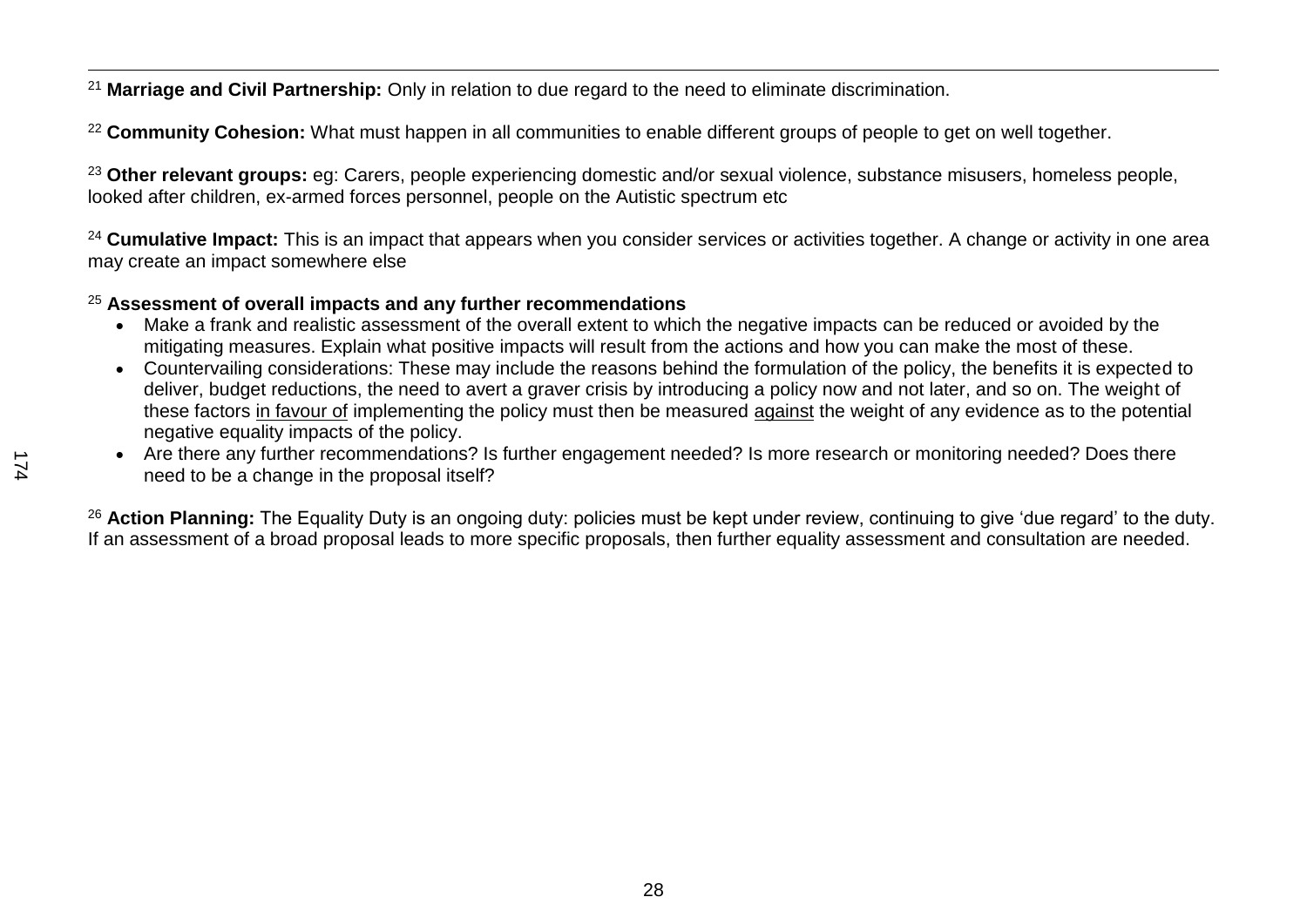[21] **Marriage and Civil Partnership:** Only in relation to due regard to the need to eliminate discrimination.

[22] **Community Cohesion:** What must happen in all communities to enable different groups of people to get on well together.

[23] **Other relevant groups:** eg: Carers, people experiencing domestic and/or sexual violence, substance misusers, homeless people, looked after children, ex-armed forces personnel, people on the Autistic spectrum etc

[24] **Cumulative Impact:** This is an impact that appears when you consider services or activities together. A change or activity in one area may create an impact somewhere else

[25] **Assessment of overall impacts and any further recommendations**

- Make a frank and realistic assessment of the overall extent to which the negative impacts can be reduced or avoided by the mitigating measures. Explain what positive impacts will result from the actions and how you can make the most of these.
- Countervailing considerations: These may include the reasons behind the formulation of the policy, the benefits it is expected to deliver, budget reductions, the need to avert a graver crisis by introducing a policy now and not later, and so on. The weight of these factors in favour of implementing the policy must then be measured against the weight of any evidence as to the potential negative equality impacts of the policy.
- Are there any further recommendations? Is further engagement needed? Is more research or monitoring needed? Does there need to be a change in the proposal itself?

[26] **Action Planning:** The Equality Duty is an ongoing duty: policies must be kept under review, continuing to give 'due regard' to the duty. If an assessment of a broad proposal leads to more specific proposals, then further equality assessment and consultation are needed.